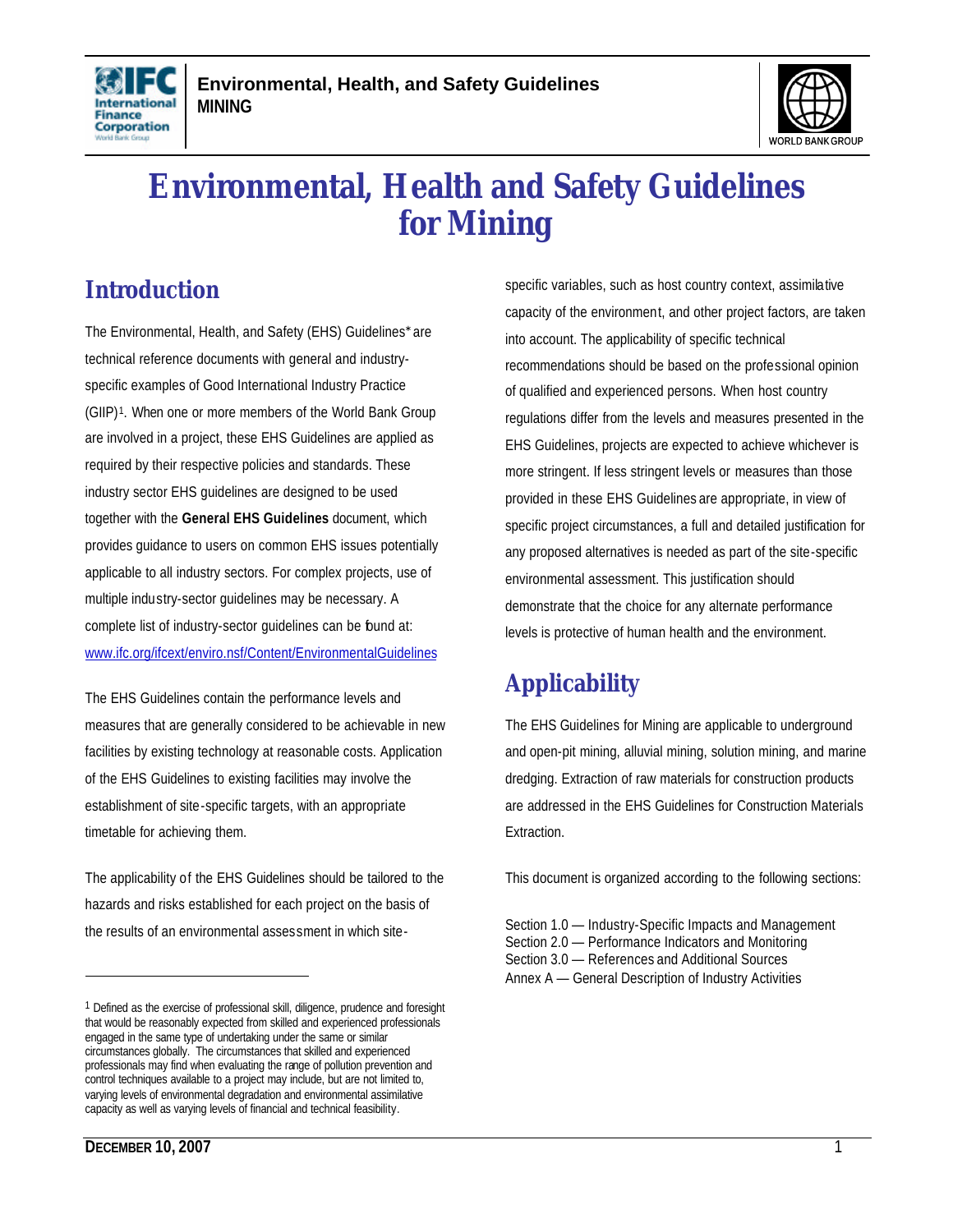# Environmental, Health and Safety Guidelines for Mining

## Introduction

The Environmental, Health, and Safety (EHS) Guidelines* are technical reference documents with general and industry-specific examples of Good International Industry Practice (GIIP)[1]. When one or more members of the World Bank Group are involved in a project, these EHS Guidelines are applied as required by their respective policies and standards. These industry sector EHS guidelines are designed to be used together with the **General EHS Guidelines** document, which provides guidance to users on common EHS issues potentially applicable to all industry sectors. For complex projects, use of multiple industry-sector guidelines may be necessary. A complete list of industry-sector guidelines can be found at: www.ifc.org/ifcext/enviro.nsf/Content/EnvironmentalGuidelines

The EHS Guidelines contain the performance levels and measures that are generally considered to be achievable in new facilities by existing technology at reasonable costs. Application of the EHS Guidelines to existing facilities may involve the establishment of site-specific targets, with an appropriate timetable for achieving them.

The applicability of the EHS Guidelines should be tailored to the hazards and risks established for each project on the basis of the results of an environmental assessment in which site-specific variables, such as host country context, assimilative capacity of the environment, and other project factors, are taken into account. The applicability of specific technical recommendations should be based on the professional opinion of qualified and experienced persons. When host country regulations differ from the levels and measures presented in the EHS Guidelines, projects are expected to achieve whichever is more stringent. If less stringent levels or measures than those provided in these EHS Guidelines are appropriate, in view of specific project circumstances, a full and detailed justification for any proposed alternatives is needed as part of the site-specific environmental assessment. This justification should demonstrate that the choice for any alternate performance levels is protective of human health and the environment.

## Applicability

The EHS Guidelines for Mining are applicable to underground and open-pit mining, alluvial mining, solution mining, and marine dredging. Extraction of raw materials for construction products are addressed in the EHS Guidelines for Construction Materials Extraction.

This document is organized according to the following sections:

Section 1.0 — Industry-Specific Impacts and Management
Section 2.0 — Performance Indicators and Monitoring
Section 3.0 — References and Additional Sources
Annex A — General Description of Industry Activities

[1] Defined as the exercise of professional skill, diligence, prudence and foresight that would be reasonably expected from skilled and experienced professionals engaged in the same type of undertaking under the same or similar circumstances globally. The circumstances that skilled and experienced professionals may find when evaluating the range of pollution prevention and control techniques available to a project may include, but are not limited to, varying levels of environmental degradation and environmental assimilative capacity as well as varying levels of financial and technical feasibility.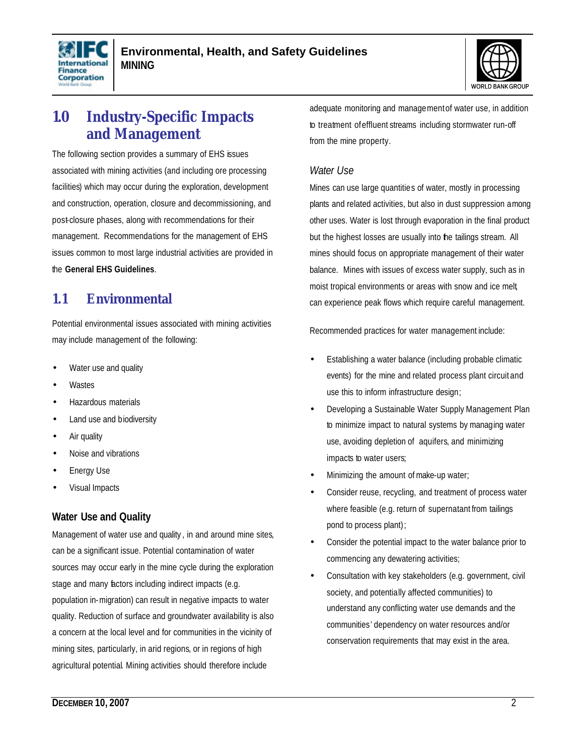# 1.0 Industry-Specific Impacts and Management

The following section provides a summary of EHS issues associated with mining activities (and including ore processing facilities) which may occur during the exploration, development and construction, operation, closure and decommissioning, and post-closure phases, along with recommendations for their management. Recommendations for the management of EHS issues common to most large industrial activities are provided in the **General EHS Guidelines**.

## 1.1 Environmental

Potential environmental issues associated with mining activities may include management of the following:

- Water use and quality
- Wastes
- Hazardous materials
- Land use and biodiversity
- Air quality
- Noise and vibrations
- Energy Use
- Visual Impacts

### Water Use and Quality

Management of water use and quality, in and around mine sites, can be a significant issue. Potential contamination of water sources may occur early in the mine cycle during the exploration stage and many factors including indirect impacts (e.g. population in-migration) can result in negative impacts to water quality. Reduction of surface and groundwater availability is also a concern at the local level and for communities in the vicinity of mining sites, particularly, in arid regions, or in regions of high agricultural potential. Mining activities should therefore include adequate monitoring and management of water use, in addition to treatment of effluent streams including stormwater run-off from the mine property.

#### *Water Use*

Mines can use large quantities of water, mostly in processing plants and related activities, but also in dust suppression among other uses. Water is lost through evaporation in the final product but the highest losses are usually into the tailings stream. All mines should focus on appropriate management of their water balance. Mines with issues of excess water supply, such as in moist tropical environments or areas with snow and ice melt, can experience peak flows which require careful management.

Recommended practices for water management include:

- Establishing a water balance (including probable climatic events) for the mine and related process plant circuit and use this to inform infrastructure design;
- Developing a Sustainable Water Supply Management Plan to minimize impact to natural systems by managing water use, avoiding depletion of aquifers, and minimizing impacts to water users;
- Minimizing the amount of make-up water;
- Consider reuse, recycling, and treatment of process water where feasible (e.g. return of supernatant from tailings pond to process plant);
- Consider the potential impact to the water balance prior to commencing any dewatering activities;
- Consultation with key stakeholders (e.g. government, civil society, and potentially affected communities) to understand any conflicting water use demands and the communities' dependency on water resources and/or conservation requirements that may exist in the area.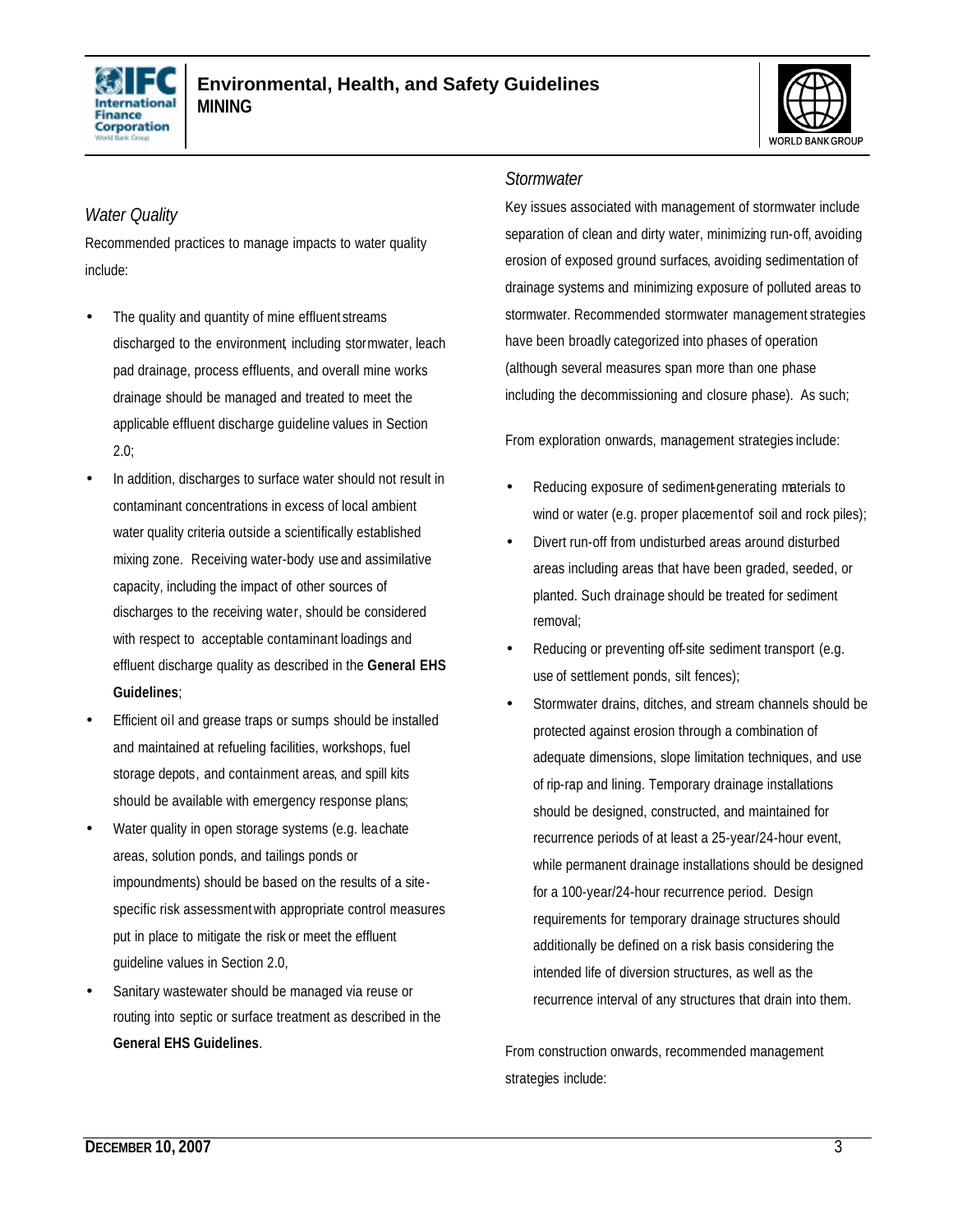### *Water Quality*

Recommended practices to manage impacts to water quality include:

- The quality and quantity of mine effluent streams discharged to the environment including stormwater, leach pad drainage, process effluents, and overall mine works drainage should be managed and treated to meet the applicable effluent discharge guideline values in Section 2.0;
- In addition, discharges to surface water should not result in contaminant concentrations in excess of local ambient water quality criteria outside a scientifically established mixing zone. Receiving water-body use and assimilative capacity, including the impact of other sources of discharges to the receiving water, should be considered with respect to acceptable contaminant loadings and effluent discharge quality as described in the **General EHS Guidelines**;
- Efficient oil and grease traps or sumps should be installed and maintained at refueling facilities, workshops, fuel storage depots, and containment areas, and spill kits should be available with emergency response plans;
- Water quality in open storage systems (e.g. leachate areas, solution ponds, and tailings ponds or impoundments) should be based on the results of a site-specific risk assessment with appropriate control measures put in place to mitigate the risk or meet the effluent guideline values in Section 2.0,
- Sanitary wastewater should be managed via reuse or routing into septic or surface treatment as described in the **General EHS Guidelines**.

### *Stormwater*

Key issues associated with management of stormwater include separation of clean and dirty water, minimizing run-off, avoiding erosion of exposed ground surfaces, avoiding sedimentation of drainage systems and minimizing exposure of polluted areas to stormwater. Recommended stormwater management strategies have been broadly categorized into phases of operation (although several measures span more than one phase including the decommissioning and closure phase). As such;

From exploration onwards, management strategies include:

- Reducing exposure of sediment-generating materials to wind or water (e.g. proper placement of soil and rock piles);
- Divert run-off from undisturbed areas around disturbed areas including areas that have been graded, seeded, or planted. Such drainage should be treated for sediment removal;
- Reducing or preventing off-site sediment transport (e.g. use of settlement ponds, silt fences);
- Stormwater drains, ditches, and stream channels should be protected against erosion through a combination of adequate dimensions, slope limitation techniques, and use of rip-rap and lining. Temporary drainage installations should be designed, constructed, and maintained for recurrence periods of at least a 25-year/24-hour event, while permanent drainage installations should be designed for a 100-year/24-hour recurrence period. Design requirements for temporary drainage structures should additionally be defined on a risk basis considering the intended life of diversion structures, as well as the recurrence interval of any structures that drain into them.

From construction onwards, recommended management strategies include: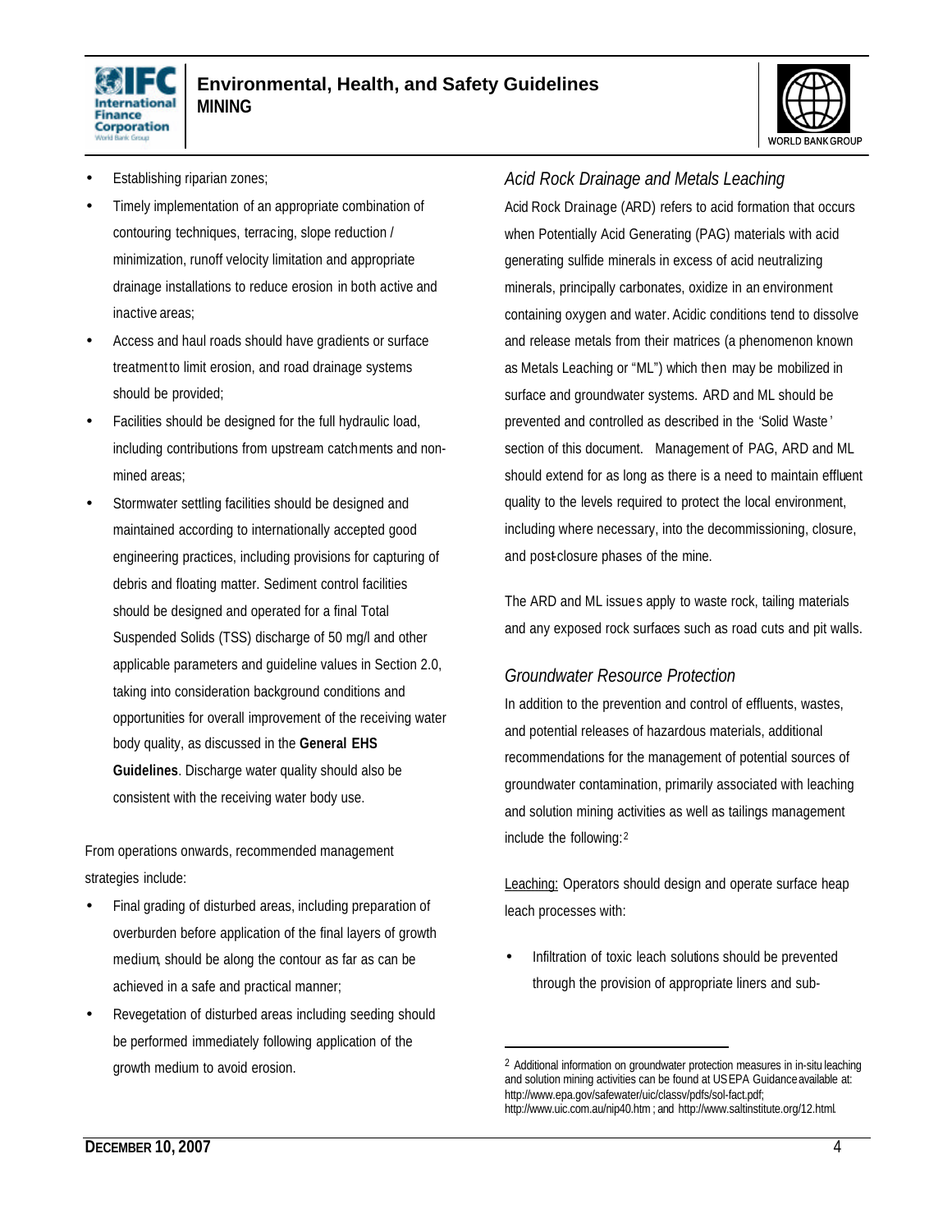- Establishing riparian zones;
- Timely implementation of an appropriate combination of contouring techniques, terracing, slope reduction / minimization, runoff velocity limitation and appropriate drainage installations to reduce erosion in both active and inactive areas;
- Access and haul roads should have gradients or surface treatment to limit erosion, and road drainage systems should be provided;
- Facilities should be designed for the full hydraulic load, including contributions from upstream catchments and non-mined areas;
- Stormwater settling facilities should be designed and maintained according to internationally accepted good engineering practices, including provisions for capturing of debris and floating matter. Sediment control facilities should be designed and operated for a final Total Suspended Solids (TSS) discharge of 50 mg/l and other applicable parameters and guideline values in Section 2.0, taking into consideration background conditions and opportunities for overall improvement of the receiving water body quality, as discussed in the **General EHS Guidelines**. Discharge water quality should also be consistent with the receiving water body use.

From operations onwards, recommended management strategies include:

- Final grading of disturbed areas, including preparation of overburden before application of the final layers of growth medium, should be along the contour as far as can be achieved in a safe and practical manner;
- Revegetation of disturbed areas including seeding should be performed immediately following application of the growth medium to avoid erosion.

### *Acid Rock Drainage and Metals Leaching*

Acid Rock Drainage (ARD) refers to acid formation that occurs when Potentially Acid Generating (PAG) materials with acid generating sulfide minerals in excess of acid neutralizing minerals, principally carbonates, oxidize in an environment containing oxygen and water. Acidic conditions tend to dissolve and release metals from their matrices (a phenomenon known as Metals Leaching or "ML") which then may be mobilized in surface and groundwater systems. ARD and ML should be prevented and controlled as described in the 'Solid Waste' section of this document. Management of PAG, ARD and ML should extend for as long as there is a need to maintain effluent quality to the levels required to protect the local environment, including where necessary, into the decommissioning, closure, and post-closure phases of the mine.

The ARD and ML issues apply to waste rock, tailing materials and any exposed rock surfaces such as road cuts and pit walls.

### *Groundwater Resource Protection*

In addition to the prevention and control of effluents, wastes, and potential releases of hazardous materials, additional recommendations for the management of potential sources of groundwater contamination, primarily associated with leaching and solution mining activities as well as tailings management include the following:[2]

Leaching: Operators should design and operate surface heap leach processes with:

- Infiltration of toxic leach solutions should be prevented through the provision of appropriate liners and sub-

---

[2] Additional information on groundwater protection measures in in-situ leaching and solution mining activities can be found at USEPA Guidance available at: http://www.epa.gov/safewater/uic/classv/pdfs/sol-fact.pdf; http://www.uic.com.au/nip40.htm ; and http://www.saltinstitute.org/12.html.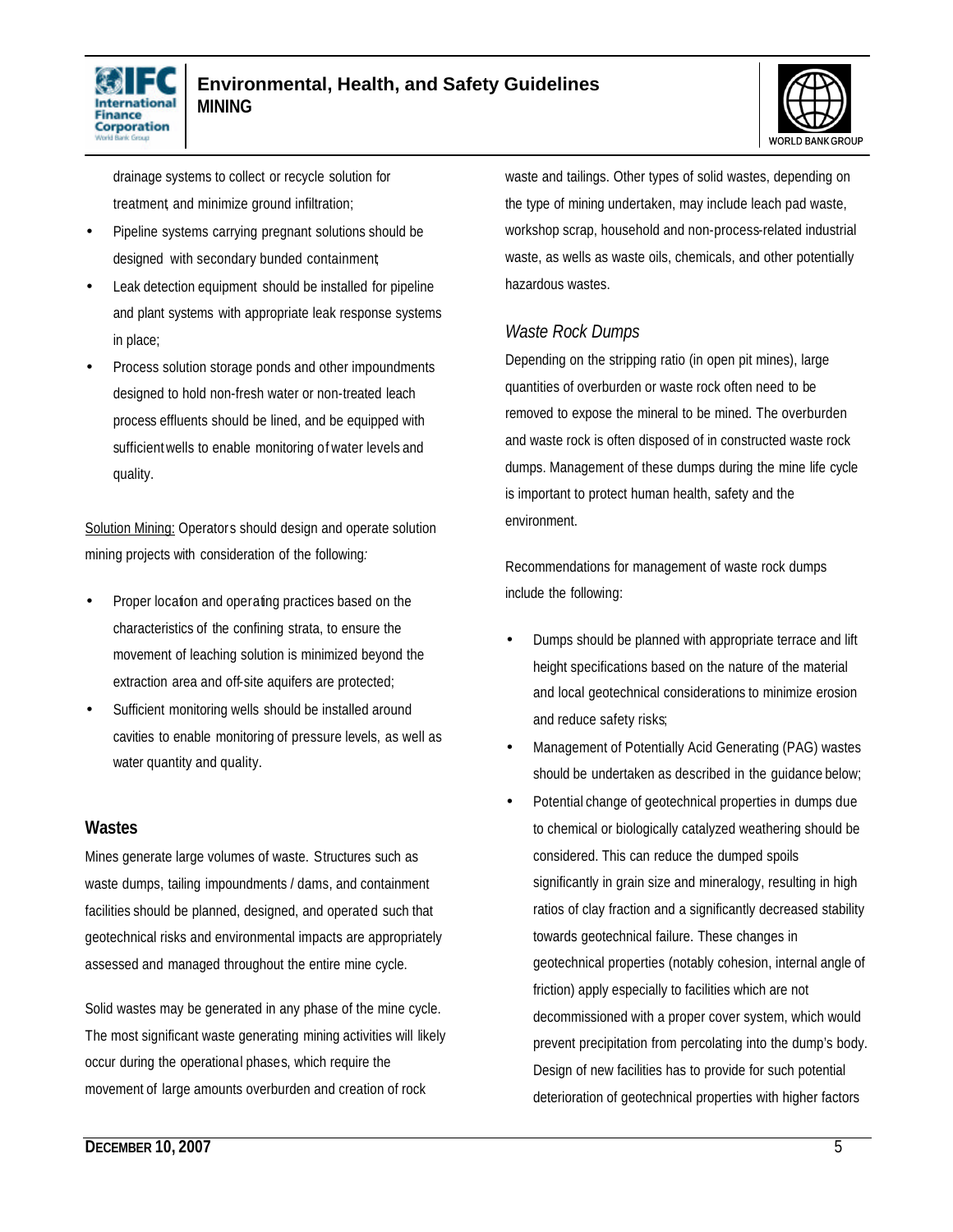drainage systems to collect or recycle solution for treatment and minimize ground infiltration;

- Pipeline systems carrying pregnant solutions should be designed with secondary bunded containment;
- Leak detection equipment should be installed for pipeline and plant systems with appropriate leak response systems in place;
- Process solution storage ponds and other impoundments designed to hold non-fresh water or non-treated leach process effluents should be lined, and be equipped with sufficient wells to enable monitoring of water levels and quality.

Solution Mining: Operators should design and operate solution mining projects with consideration of the following:

- Proper location and operating practices based on the characteristics of the confining strata, to ensure the movement of leaching solution is minimized beyond the extraction area and off-site aquifers are protected;
- Sufficient monitoring wells should be installed around cavities to enable monitoring of pressure levels, as well as water quantity and quality.

### Wastes

Mines generate large volumes of waste. Structures such as waste dumps, tailing impoundments / dams, and containment facilities should be planned, designed, and operated such that geotechnical risks and environmental impacts are appropriately assessed and managed throughout the entire mine cycle.

Solid wastes may be generated in any phase of the mine cycle. The most significant waste generating mining activities will likely occur during the operational phases, which require the movement of large amounts overburden and creation of rock waste and tailings. Other types of solid wastes, depending on the type of mining undertaken, may include leach pad waste, workshop scrap, household and non-process-related industrial waste, as wells as waste oils, chemicals, and other potentially hazardous wastes.

#### *Waste Rock Dumps*

Depending on the stripping ratio (in open pit mines), large quantities of overburden or waste rock often need to be removed to expose the mineral to be mined. The overburden and waste rock is often disposed of in constructed waste rock dumps. Management of these dumps during the mine life cycle is important to protect human health, safety and the environment.

Recommendations for management of waste rock dumps include the following:

- Dumps should be planned with appropriate terrace and lift height specifications based on the nature of the material and local geotechnical considerations to minimize erosion and reduce safety risks;
- Management of Potentially Acid Generating (PAG) wastes should be undertaken as described in the guidance below;
- Potential change of geotechnical properties in dumps due to chemical or biologically catalyzed weathering should be considered. This can reduce the dumped spoils significantly in grain size and mineralogy, resulting in high ratios of clay fraction and a significantly decreased stability towards geotechnical failure. These changes in geotechnical properties (notably cohesion, internal angle of friction) apply especially to facilities which are not decommissioned with a proper cover system, which would prevent precipitation from percolating into the dump's body. Design of new facilities has to provide for such potential deterioration of geotechnical properties with higher factors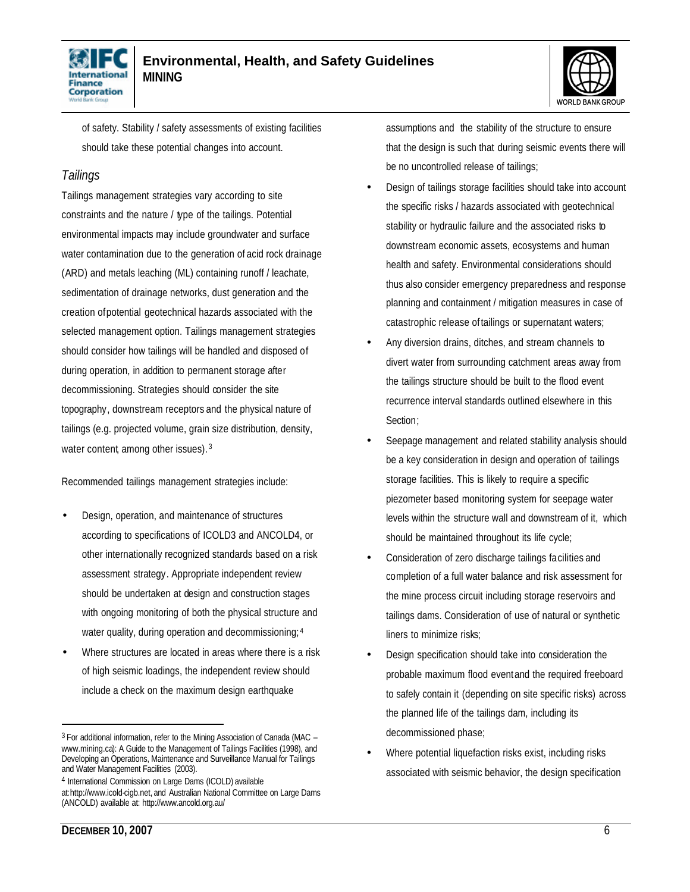of safety. Stability / safety assessments of existing facilities should take these potential changes into account.

*Tailings*

Tailings management strategies vary according to site constraints and the nature / type of the tailings. Potential environmental impacts may include groundwater and surface water contamination due to the generation of acid rock drainage (ARD) and metals leaching (ML) containing runoff / leachate, sedimentation of drainage networks, dust generation and the creation of potential geotechnical hazards associated with the selected management option. Tailings management strategies should consider how tailings will be handled and disposed of during operation, in addition to permanent storage after decommissioning. Strategies should consider the site topography, downstream receptors and the physical nature of tailings (e.g. projected volume, grain size distribution, density, water content among other issues).[3]

Recommended tailings management strategies include:

- Design, operation, and maintenance of structures according to specifications of ICOLD3 and ANCOLD4, or other internationally recognized standards based on a risk assessment strategy. Appropriate independent review should be undertaken at design and construction stages with ongoing monitoring of both the physical structure and water quality, during operation and decommissioning;[4]
- Where structures are located in areas where there is a risk of high seismic loadings, the independent review should include a check on the maximum design earthquake assumptions and the stability of the structure to ensure that the design is such that during seismic events there will be no uncontrolled release of tailings;
- Design of tailings storage facilities should take into account the specific risks / hazards associated with geotechnical stability or hydraulic failure and the associated risks to downstream economic assets, ecosystems and human health and safety. Environmental considerations should thus also consider emergency preparedness and response planning and containment / mitigation measures in case of catastrophic release of tailings or supernatant waters;
- Any diversion drains, ditches, and stream channels to divert water from surrounding catchment areas away from the tailings structure should be built to the flood event recurrence interval standards outlined elsewhere in this Section;
- Seepage management and related stability analysis should be a key consideration in design and operation of tailings storage facilities. This is likely to require a specific piezometer based monitoring system for seepage water levels within the structure wall and downstream of it, which should be maintained throughout its life cycle;
- Consideration of zero discharge tailings facilities and completion of a full water balance and risk assessment for the mine process circuit including storage reservoirs and tailings dams. Consideration of use of natural or synthetic liners to minimize risks;
- Design specification should take into consideration the probable maximum flood event and the required freeboard to safely contain it (depending on site specific risks) across the planned life of the tailings dam, including its decommissioned phase;
- Where potential liquefaction risks exist, including risks associated with seismic behavior, the design specification

---

[3] For additional information, refer to the Mining Association of Canada (MAC – www.mining.ca): A Guide to the Management of Tailings Facilities (1998), and Developing an Operations, Maintenance and Surveillance Manual for Tailings and Water Management Facilities (2003).

[4] International Commission on Large Dams (ICOLD) available at: http://www.icold-cigb.net, and Australian National Committee on Large Dams (ANCOLD) available at: http://www.ancold.org.au/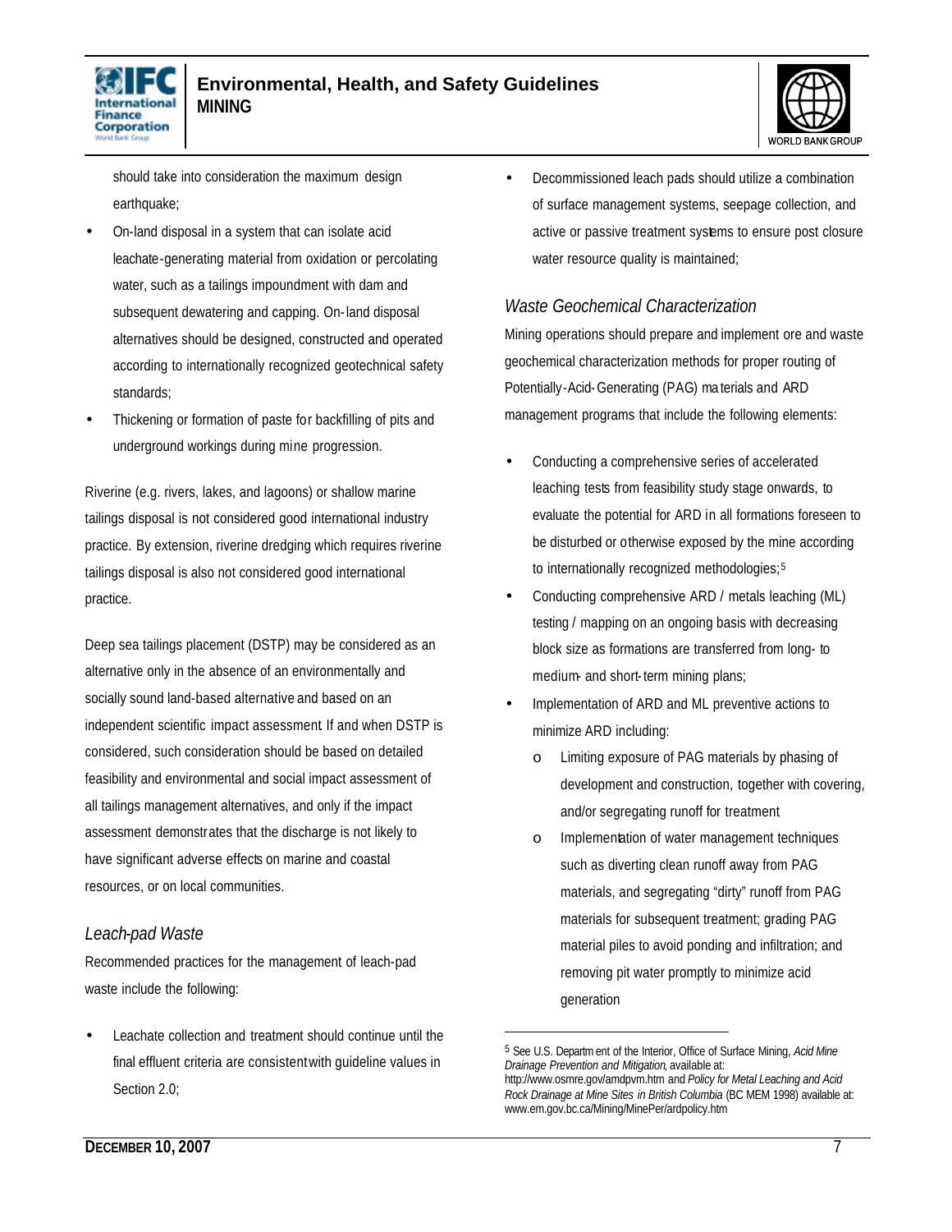should take into consideration the maximum design earthquake;

- On-land disposal in a system that can isolate acid leachate-generating material from oxidation or percolating water, such as a tailings impoundment with dam and subsequent dewatering and capping. On-land disposal alternatives should be designed, constructed and operated according to internationally recognized geotechnical safety standards;
- Thickening or formation of paste for backfilling of pits and underground workings during mine progression.

Riverine (e.g. rivers, lakes, and lagoons) or shallow marine tailings disposal is not considered good international industry practice. By extension, riverine dredging which requires riverine tailings disposal is also not considered good international practice.

Deep sea tailings placement (DSTP) may be considered as an alternative only in the absence of an environmentally and socially sound land-based alternative and based on an independent scientific impact assessment If and when DSTP is considered, such consideration should be based on detailed feasibility and environmental and social impact assessment of all tailings management alternatives, and only if the impact assessment demonstrates that the discharge is not likely to have significant adverse effects on marine and coastal resources, or on local communities.

### *Leach-pad Waste*

Recommended practices for the management of leach-pad waste include the following:

- Leachate collection and treatment should continue until the final effluent criteria are consistent with guideline values in Section 2.0;
- Decommissioned leach pads should utilize a combination of surface management systems, seepage collection, and active or passive treatment systems to ensure post closure water resource quality is maintained;

### *Waste Geochemical Characterization*

Mining operations should prepare and implement ore and waste geochemical characterization methods for proper routing of Potentially-Acid-Generating (PAG) materials and ARD management programs that include the following elements:

- Conducting a comprehensive series of accelerated leaching tests from feasibility study stage onwards, to evaluate the potential for ARD in all formations foreseen to be disturbed or otherwise exposed by the mine according to internationally recognized methodologies;[5]
- Conducting comprehensive ARD / metals leaching (ML) testing / mapping on an ongoing basis with decreasing block size as formations are transferred from long- to medium- and short-term mining plans;
- Implementation of ARD and ML preventive actions to minimize ARD including:
    - Limiting exposure of PAG materials by phasing of development and construction, together with covering, and/or segregating runoff for treatment
    - Implementation of water management techniques such as diverting clean runoff away from PAG materials, and segregating "dirty" runoff from PAG materials for subsequent treatment; grading PAG material piles to avoid ponding and infiltration; and removing pit water promptly to minimize acid generation

---

[5] See U.S. Department of the Interior, Office of Surface Mining, *Acid Mine Drainage Prevention and Mitigation*, available at: http://www.osmre.gov/amdpvm.htm and *Policy for Metal Leaching and Acid Rock Drainage at Mine Sites in British Columbia* (BC MEM 1998) available at: www.em.gov.bc.ca/Mining/MinePer/ardpolicy.htm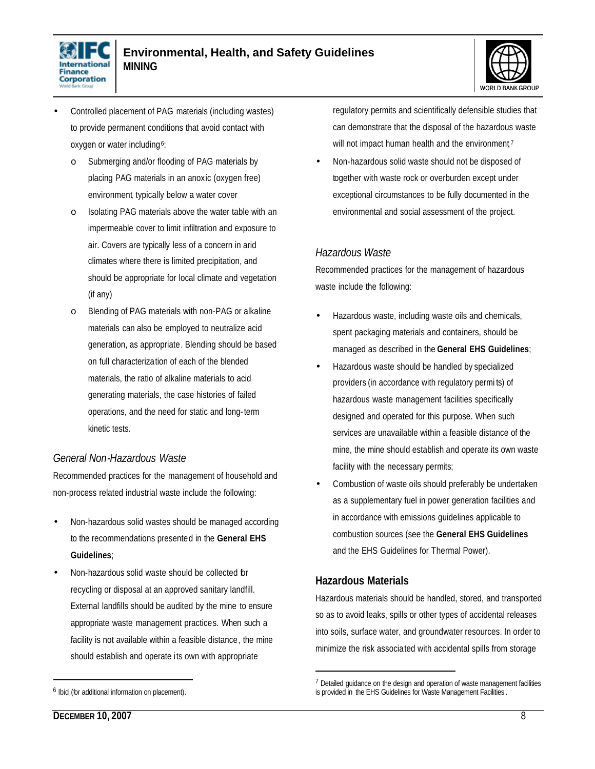- Controlled placement of PAG materials (including wastes) to provide permanent conditions that avoid contact with oxygen or water including[6]:
  - Submerging and/or flooding of PAG materials by placing PAG materials in an anoxic (oxygen free) environment, typically below a water cover
  - Isolating PAG materials above the water table with an impermeable cover to limit infiltration and exposure to air. Covers are typically less of a concern in arid climates where there is limited precipitation, and should be appropriate for local climate and vegetation (if any)
  - Blending of PAG materials with non-PAG or alkaline materials can also be employed to neutralize acid generation, as appropriate. Blending should be based on full characterization of each of the blended materials, the ratio of alkaline materials to acid generating materials, the case histories of failed operations, and the need for static and long-term kinetic tests.

### *General Non-Hazardous Waste*

Recommended practices for the management of household and non-process related industrial waste include the following:

- Non-hazardous solid wastes should be managed according to the recommendations presented in the **General EHS Guidelines**;
- Non-hazardous solid waste should be collected for recycling or disposal at an approved sanitary landfill. External landfills should be audited by the mine to ensure appropriate waste management practices. When such a facility is not available within a feasible distance, the mine should establish and operate its own with appropriate regulatory permits and scientifically defensible studies that can demonstrate that the disposal of the hazardous waste will not impact human health and the environment;[7]
- Non-hazardous solid waste should not be disposed of together with waste rock or overburden except under exceptional circumstances to be fully documented in the environmental and social assessment of the project.

### *Hazardous Waste*

Recommended practices for the management of hazardous waste include the following:

- Hazardous waste, including waste oils and chemicals, spent packaging materials and containers, should be managed as described in the **General EHS Guidelines**;
- Hazardous waste should be handled by specialized providers (in accordance with regulatory permits) of hazardous waste management facilities specifically designed and operated for this purpose. When such services are unavailable within a feasible distance of the mine, the mine should establish and operate its own waste facility with the necessary permits;
- Combustion of waste oils should preferably be undertaken as a supplementary fuel in power generation facilities and in accordance with emissions guidelines applicable to combustion sources (see the **General EHS Guidelines** and the EHS Guidelines for Thermal Power).

## Hazardous Materials

Hazardous materials should be handled, stored, and transported so as to avoid leaks, spills or other types of accidental releases into soils, surface water, and groundwater resources. In order to minimize the risk associated with accidental spills from storage

---

[6] Ibid (for additional information on placement).

[7] Detailed guidance on the design and operation of waste management facilities is provided in the EHS Guidelines for Waste Management Facilities.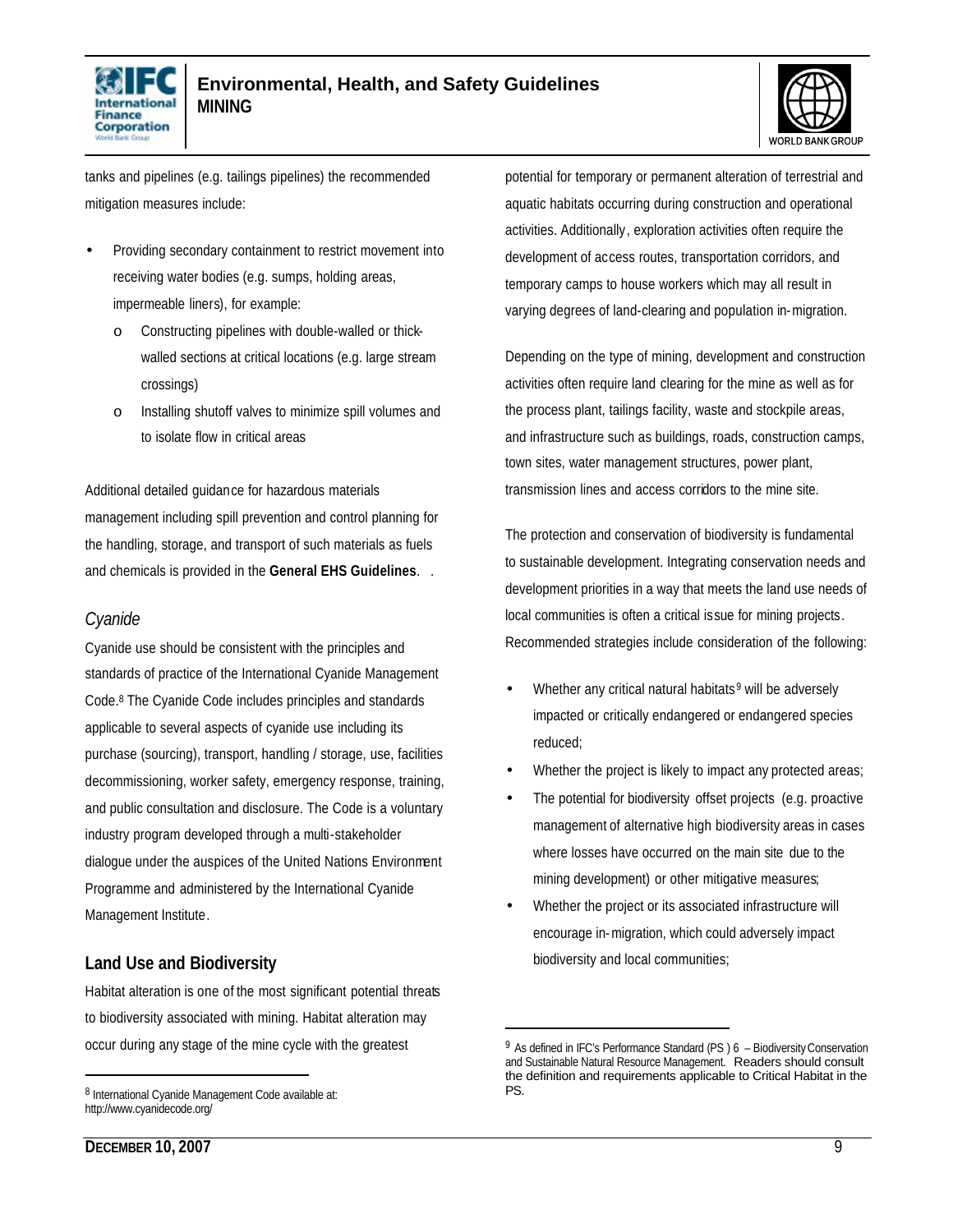tanks and pipelines (e.g. tailings pipelines) the recommended mitigation measures include:

- Providing secondary containment to restrict movement into receiving water bodies (e.g. sumps, holding areas, impermeable liners), for example:
  - Constructing pipelines with double-walled or thick-walled sections at critical locations (e.g. large stream crossings)
  - Installing shutoff valves to minimize spill volumes and to isolate flow in critical areas

Additional detailed guidance for hazardous materials management including spill prevention and control planning for the handling, storage, and transport of such materials as fuels and chemicals is provided in the **General EHS Guidelines**.

### *Cyanide*

Cyanide use should be consistent with the principles and standards of practice of the International Cyanide Management Code.[8] The Cyanide Code includes principles and standards applicable to several aspects of cyanide use including its purchase (sourcing), transport, handling / storage, use, facilities decommissioning, worker safety, emergency response, training, and public consultation and disclosure. The Code is a voluntary industry program developed through a multi-stakeholder dialogue under the auspices of the United Nations Environment Programme and administered by the International Cyanide Management Institute.

## Land Use and Biodiversity

Habitat alteration is one of the most significant potential threats to biodiversity associated with mining. Habitat alteration may occur during any stage of the mine cycle with the greatest potential for temporary or permanent alteration of terrestrial and aquatic habitats occurring during construction and operational activities. Additionally, exploration activities often require the development of access routes, transportation corridors, and temporary camps to house workers which may all result in varying degrees of land-clearing and population in-migration.

Depending on the type of mining, development and construction activities often require land clearing for the mine as well as for the process plant, tailings facility, waste and stockpile areas, and infrastructure such as buildings, roads, construction camps, town sites, water management structures, power plant, transmission lines and access corridors to the mine site.

The protection and conservation of biodiversity is fundamental to sustainable development. Integrating conservation needs and development priorities in a way that meets the land use needs of local communities is often a critical issue for mining projects. Recommended strategies include consideration of the following:

- Whether any critical natural habitats[9] will be adversely impacted or critically endangered or endangered species reduced;
- Whether the project is likely to impact any protected areas;
- The potential for biodiversity offset projects (e.g. proactive management of alternative high biodiversity areas in cases where losses have occurred on the main site due to the mining development) or other mitigative measures;
- Whether the project or its associated infrastructure will encourage in-migration, which could adversely impact biodiversity and local communities;

---

[8] International Cyanide Management Code available at: http://www.cyanidecode.org/

[9] As defined in IFC's Performance Standard (PS ) 6 – Biodiversity Conservation and Sustainable Natural Resource Management. Readers should consult the definition and requirements applicable to Critical Habitat in the PS.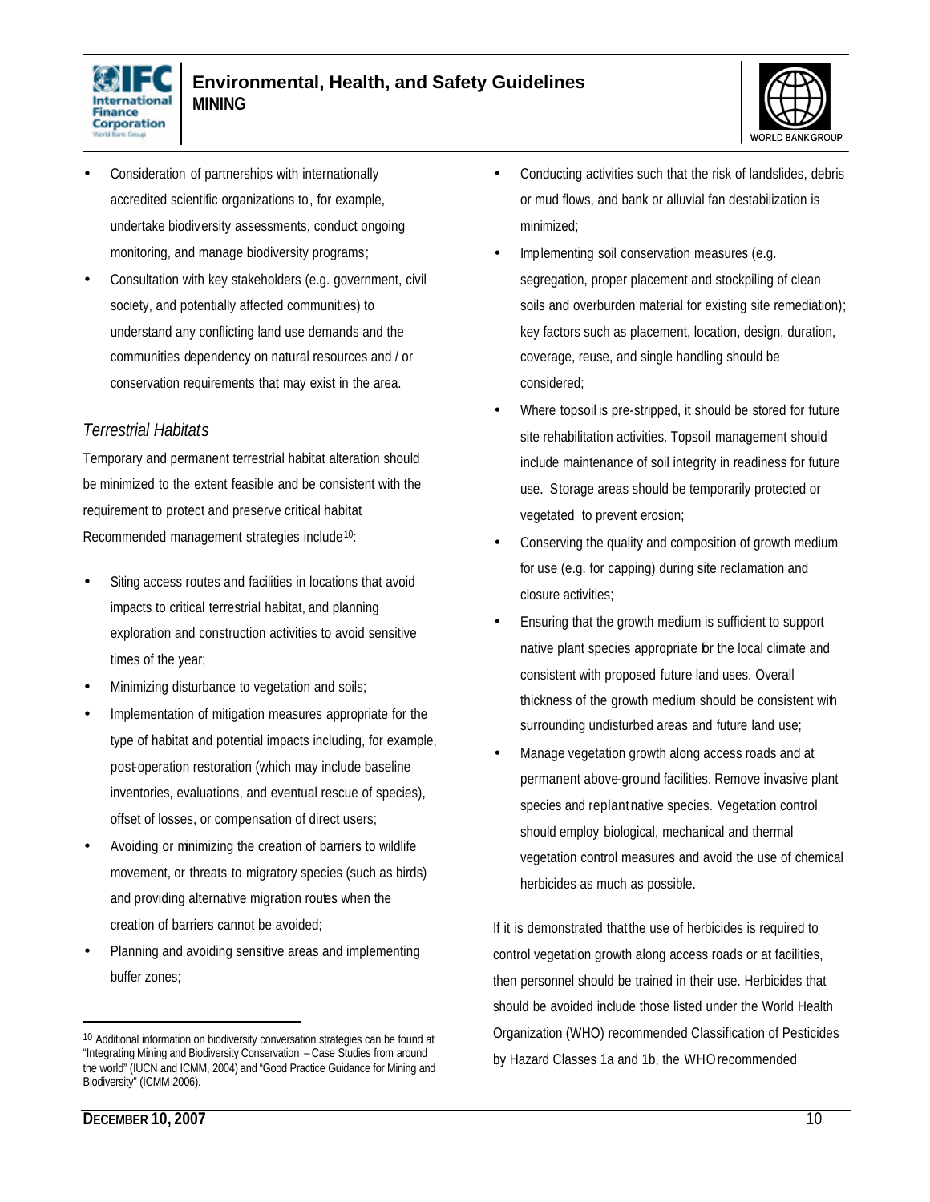- Consideration of partnerships with internationally accredited scientific organizations to, for example, undertake biodiversity assessments, conduct ongoing monitoring, and manage biodiversity programs;
- Consultation with key stakeholders (e.g. government, civil society, and potentially affected communities) to understand any conflicting land use demands and the communities dependency on natural resources and / or conservation requirements that may exist in the area.

### *Terrestrial Habitats*

Temporary and permanent terrestrial habitat alteration should be minimized to the extent feasible and be consistent with the requirement to protect and preserve critical habitat. Recommended management strategies include[10]:

- Siting access routes and facilities in locations that avoid impacts to critical terrestrial habitat, and planning exploration and construction activities to avoid sensitive times of the year;
- Minimizing disturbance to vegetation and soils;
- Implementation of mitigation measures appropriate for the type of habitat and potential impacts including, for example, post-operation restoration (which may include baseline inventories, evaluations, and eventual rescue of species), offset of losses, or compensation of direct users;
- Avoiding or minimizing the creation of barriers to wildlife movement, or threats to migratory species (such as birds) and providing alternative migration routes when the creation of barriers cannot be avoided;
- Planning and avoiding sensitive areas and implementing buffer zones;
- Conducting activities such that the risk of landslides, debris or mud flows, and bank or alluvial fan destabilization is minimized;
- Implementing soil conservation measures (e.g. segregation, proper placement and stockpiling of clean soils and overburden material for existing site remediation); key factors such as placement, location, design, duration, coverage, reuse, and single handling should be considered;
- Where topsoil is pre-stripped, it should be stored for future site rehabilitation activities. Topsoil management should include maintenance of soil integrity in readiness for future use. Storage areas should be temporarily protected or vegetated to prevent erosion;
- Conserving the quality and composition of growth medium for use (e.g. for capping) during site reclamation and closure activities;
- Ensuring that the growth medium is sufficient to support native plant species appropriate for the local climate and consistent with proposed future land uses. Overall thickness of the growth medium should be consistent with surrounding undisturbed areas and future land use;
- Manage vegetation growth along access roads and at permanent above-ground facilities. Remove invasive plant species and replant native species. Vegetation control should employ biological, mechanical and thermal vegetation control measures and avoid the use of chemical herbicides as much as possible.

If it is demonstrated that the use of herbicides is required to control vegetation growth along access roads or at facilities, then personnel should be trained in their use. Herbicides that should be avoided include those listed under the World Health Organization (WHO) recommended Classification of Pesticides by Hazard Classes 1a and 1b, the WHO recommended

---

[10] Additional information on biodiversity conversation strategies can be found at "Integrating Mining and Biodiversity Conservation – Case Studies from around the world" (IUCN and ICMM, 2004) and "Good Practice Guidance for Mining and Biodiversity" (ICMM 2006).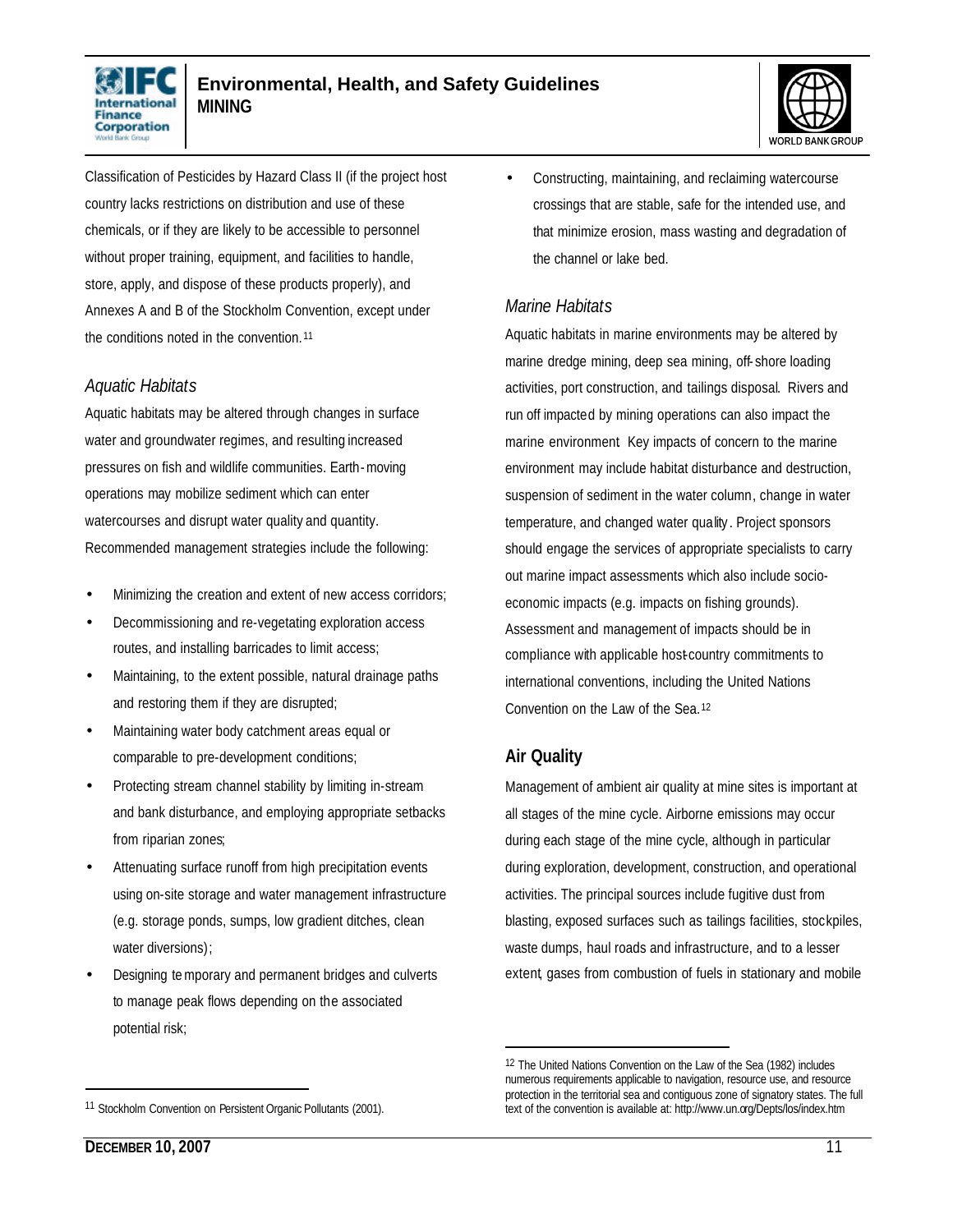Classification of Pesticides by Hazard Class II (if the project host country lacks restrictions on distribution and use of these chemicals, or if they are likely to be accessible to personnel without proper training, equipment, and facilities to handle, store, apply, and dispose of these products properly), and Annexes A and B of the Stockholm Convention, except under the conditions noted in the convention.[11]

### *Aquatic Habitats*

Aquatic habitats may be altered through changes in surface water and groundwater regimes, and resulting increased pressures on fish and wildlife communities. Earth-moving operations may mobilize sediment which can enter watercourses and disrupt water quality and quantity. Recommended management strategies include the following:

- Minimizing the creation and extent of new access corridors;
- Decommissioning and re-vegetating exploration access routes, and installing barricades to limit access;
- Maintaining, to the extent possible, natural drainage paths and restoring them if they are disrupted;
- Maintaining water body catchment areas equal or comparable to pre-development conditions;
- Protecting stream channel stability by limiting in-stream and bank disturbance, and employing appropriate setbacks from riparian zones;
- Attenuating surface runoff from high precipitation events using on-site storage and water management infrastructure (e.g. storage ponds, sumps, low gradient ditches, clean water diversions);
- Designing temporary and permanent bridges and culverts to manage peak flows depending on the associated potential risk;
- Constructing, maintaining, and reclaiming watercourse crossings that are stable, safe for the intended use, and that minimize erosion, mass wasting and degradation of the channel or lake bed.

### *Marine Habitats*

Aquatic habitats in marine environments may be altered by marine dredge mining, deep sea mining, off-shore loading activities, port construction, and tailings disposal. Rivers and run off impacted by mining operations can also impact the marine environment. Key impacts of concern to the marine environment may include habitat disturbance and destruction, suspension of sediment in the water column, change in water temperature, and changed water quality. Project sponsors should engage the services of appropriate specialists to carry out marine impact assessments which also include socio-economic impacts (e.g. impacts on fishing grounds). Assessment and management of impacts should be in compliance with applicable host-country commitments to international conventions, including the United Nations Convention on the Law of the Sea.[12]

## Air Quality

Management of ambient air quality at mine sites is important at all stages of the mine cycle. Airborne emissions may occur during each stage of the mine cycle, although in particular during exploration, development, construction, and operational activities. The principal sources include fugitive dust from blasting, exposed surfaces such as tailings facilities, stockpiles, waste dumps, haul roads and infrastructure, and to a lesser extent, gases from combustion of fuels in stationary and mobile

---

[11] Stockholm Convention on Persistent Organic Pollutants (2001).

[12] The United Nations Convention on the Law of the Sea (1982) includes numerous requirements applicable to navigation, resource use, and resource protection in the territorial sea and contiguous zone of signatory states. The full text of the convention is available at: http://www.un.org/Depts/los/index.htm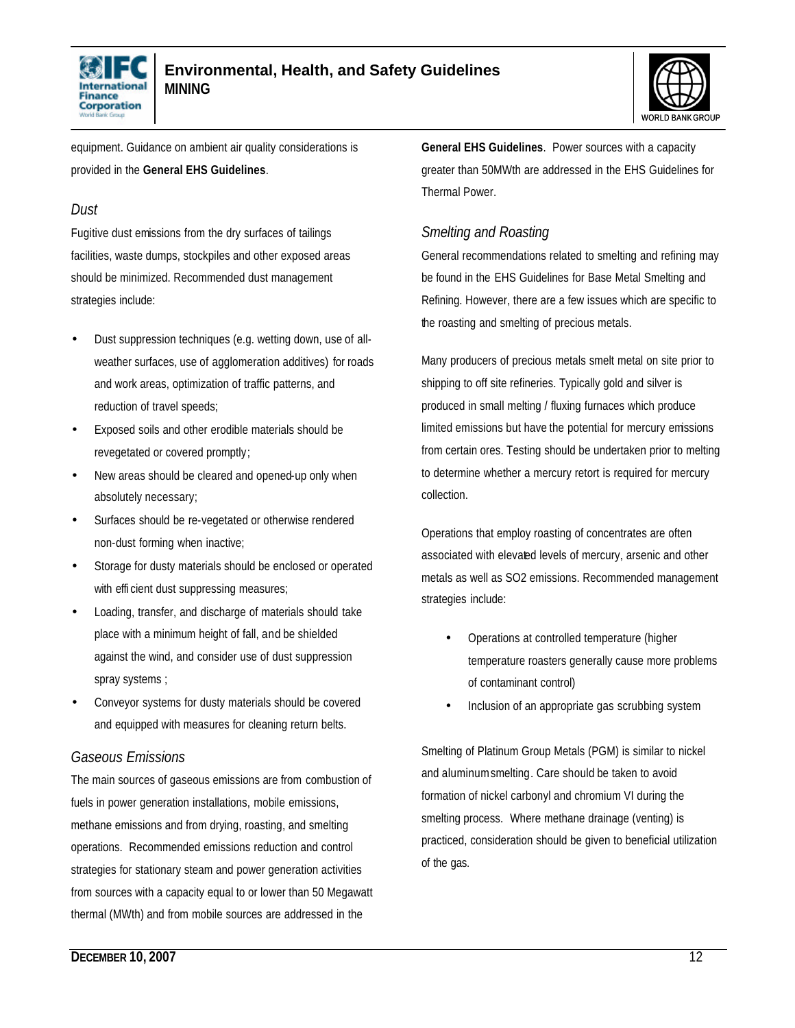equipment. Guidance on ambient air quality considerations is provided in the **General EHS Guidelines**.

### *Dust*

Fugitive dust emissions from the dry surfaces of tailings facilities, waste dumps, stockpiles and other exposed areas should be minimized. Recommended dust management strategies include:

- Dust suppression techniques (e.g. wetting down, use of all-weather surfaces, use of agglomeration additives) for roads and work areas, optimization of traffic patterns, and reduction of travel speeds;
- Exposed soils and other erodible materials should be revegetated or covered promptly;
- New areas should be cleared and opened-up only when absolutely necessary;
- Surfaces should be re-vegetated or otherwise rendered non-dust forming when inactive;
- Storage for dusty materials should be enclosed or operated with efficient dust suppressing measures;
- Loading, transfer, and discharge of materials should take place with a minimum height of fall, and be shielded against the wind, and consider use of dust suppression spray systems ;
- Conveyor systems for dusty materials should be covered and equipped with measures for cleaning return belts.

### *Gaseous Emissions*

The main sources of gaseous emissions are from combustion of fuels in power generation installations, mobile emissions, methane emissions and from drying, roasting, and smelting operations. Recommended emissions reduction and control strategies for stationary steam and power generation activities from sources with a capacity equal to or lower than 50 Megawatt thermal (MWth) and from mobile sources are addressed in the **General EHS Guidelines**. Power sources with a capacity greater than 50MWth are addressed in the EHS Guidelines for Thermal Power.

### *Smelting and Roasting*

General recommendations related to smelting and refining may be found in the EHS Guidelines for Base Metal Smelting and Refining. However, there are a few issues which are specific to the roasting and smelting of precious metals.

Many producers of precious metals smelt metal on site prior to shipping to off site refineries. Typically gold and silver is produced in small melting / fluxing furnaces which produce limited emissions but have the potential for mercury emissions from certain ores. Testing should be undertaken prior to melting to determine whether a mercury retort is required for mercury collection.

Operations that employ roasting of concentrates are often associated with elevated levels of mercury, arsenic and other metals as well as $SO_2$ emissions. Recommended management strategies include:

- Operations at controlled temperature (higher temperature roasters generally cause more problems of contaminant control)
- Inclusion of an appropriate gas scrubbing system

Smelting of Platinum Group Metals (PGM) is similar to nickel and aluminum smelting. Care should be taken to avoid formation of nickel carbonyl and chromium VI during the smelting process. Where methane drainage (venting) is practiced, consideration should be given to beneficial utilization of the gas.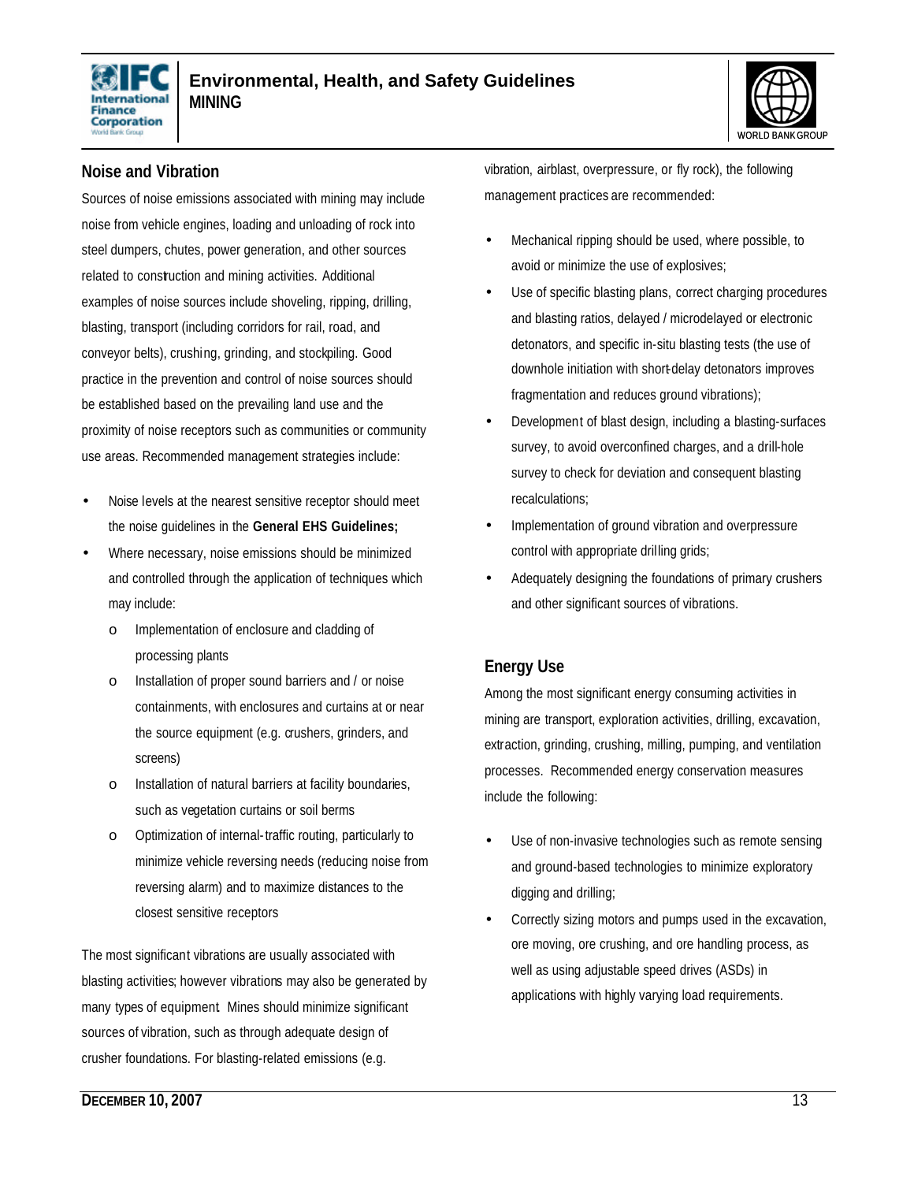## Noise and Vibration

Sources of noise emissions associated with mining may include noise from vehicle engines, loading and unloading of rock into steel dumpers, chutes, power generation, and other sources related to construction and mining activities. Additional examples of noise sources include shoveling, ripping, drilling, blasting, transport (including corridors for rail, road, and conveyor belts), crushing, grinding, and stockpiling. Good practice in the prevention and control of noise sources should be established based on the prevailing land use and the proximity of noise receptors such as communities or community use areas. Recommended management strategies include:

- Noise levels at the nearest sensitive receptor should meet the noise guidelines in the **General EHS Guidelines;**
- Where necessary, noise emissions should be minimized and controlled through the application of techniques which may include:
    - Implementation of enclosure and cladding of processing plants
    - Installation of proper sound barriers and / or noise containments, with enclosures and curtains at or near the source equipment (e.g. crushers, grinders, and screens)
    - Installation of natural barriers at facility boundaries, such as vegetation curtains or soil berms
    - Optimization of internal-traffic routing, particularly to minimize vehicle reversing needs (reducing noise from reversing alarm) and to maximize distances to the closest sensitive receptors

The most significant vibrations are usually associated with blasting activities; however vibrations may also be generated by many types of equipment. Mines should minimize significant sources of vibration, such as through adequate design of crusher foundations. For blasting-related emissions (e.g. vibration, airblast, overpressure, or fly rock), the following management practices are recommended:

- Mechanical ripping should be used, where possible, to avoid or minimize the use of explosives;
- Use of specific blasting plans, correct charging procedures and blasting ratios, delayed / microdelayed or electronic detonators, and specific in-situ blasting tests (the use of downhole initiation with short-delay detonators improves fragmentation and reduces ground vibrations);
- Development of blast design, including a blasting-surfaces survey, to avoid overconfined charges, and a drill-hole survey to check for deviation and consequent blasting recalculations;
- Implementation of ground vibration and overpressure control with appropriate drilling grids;
- Adequately designing the foundations of primary crushers and other significant sources of vibrations.

## Energy Use

Among the most significant energy consuming activities in mining are transport, exploration activities, drilling, excavation, extraction, grinding, crushing, milling, pumping, and ventilation processes. Recommended energy conservation measures include the following:

- Use of non-invasive technologies such as remote sensing and ground-based technologies to minimize exploratory digging and drilling;
- Correctly sizing motors and pumps used in the excavation, ore moving, ore crushing, and ore handling process, as well as using adjustable speed drives (ASDs) in applications with highly varying load requirements.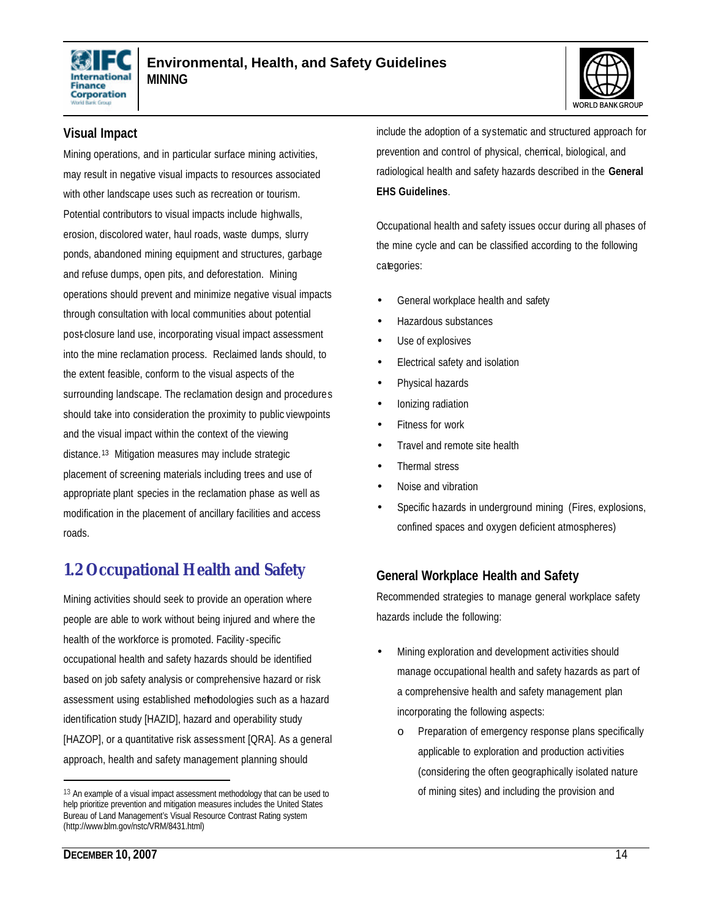### Visual Impact

Mining operations, and in particular surface mining activities, may result in negative visual impacts to resources associated with other landscape uses such as recreation or tourism. Potential contributors to visual impacts include highwalls, erosion, discolored water, haul roads, waste dumps, slurry ponds, abandoned mining equipment and structures, garbage and refuse dumps, open pits, and deforestation. Mining operations should prevent and minimize negative visual impacts through consultation with local communities about potential post-closure land use, incorporating visual impact assessment into the mine reclamation process. Reclaimed lands should, to the extent feasible, conform to the visual aspects of the surrounding landscape. The reclamation design and procedures should take into consideration the proximity to public viewpoints and the visual impact within the context of the viewing distance.[13] Mitigation measures may include strategic placement of screening materials including trees and use of appropriate plant species in the reclamation phase as well as modification in the placement of ancillary facilities and access roads.

## 1.2 Occupational Health and Safety

Mining activities should seek to provide an operation where people are able to work without being injured and where the health of the workforce is promoted. Facility-specific occupational health and safety hazards should be identified based on job safety analysis or comprehensive hazard or risk assessment using established methodologies such as a hazard identification study [HAZID], hazard and operability study [HAZOP], or a quantitative risk assessment [QRA]. As a general approach, health and safety management planning should include the adoption of a systematic and structured approach for prevention and control of physical, chemical, biological, and radiological health and safety hazards described in the **General EHS Guidelines**.

Occupational health and safety issues occur during all phases of the mine cycle and can be classified according to the following categories:

- General workplace health and safety
- Hazardous substances
- Use of explosives
- Electrical safety and isolation
- Physical hazards
- Ionizing radiation
- Fitness for work
- Travel and remote site health
- Thermal stress
- Noise and vibration
- Specific hazards in underground mining (Fires, explosions, confined spaces and oxygen deficient atmospheres)

### General Workplace Health and Safety

Recommended strategies to manage general workplace safety hazards include the following:

- Mining exploration and development activities should manage occupational health and safety hazards as part of a comprehensive health and safety management plan incorporating the following aspects:
  - Preparation of emergency response plans specifically applicable to exploration and production activities (considering the often geographically isolated nature of mining sites) and including the provision and

---

[13] An example of a visual impact assessment methodology that can be used to help prioritize prevention and mitigation measures includes the United States Bureau of Land Management's Visual Resource Contrast Rating system (http://www.blm.gov/nstc/VRM/8431.html)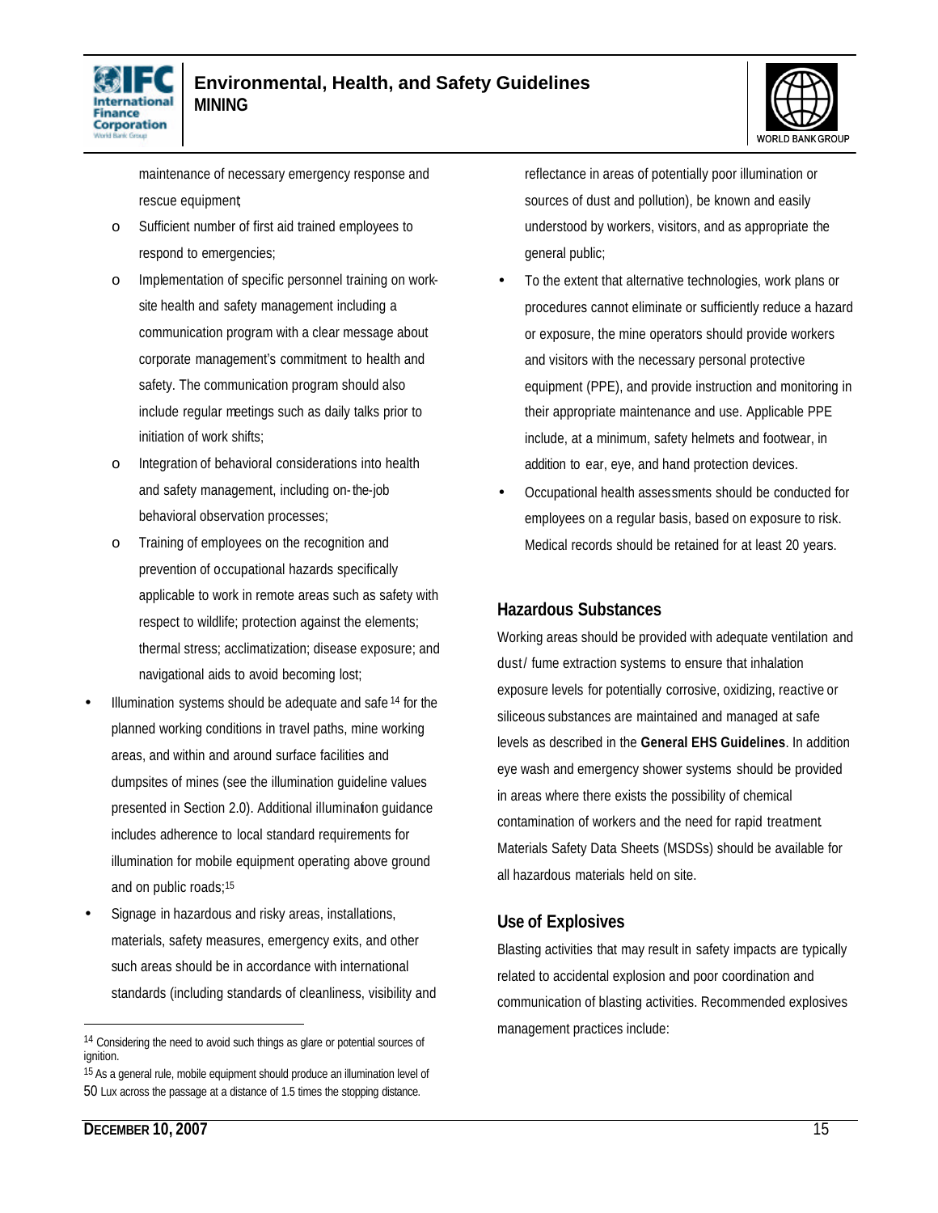maintenance of necessary emergency response and rescue equipment;

  - Sufficient number of first aid trained employees to respond to emergencies;
  - Implementation of specific personnel training on work-site health and safety management including a communication program with a clear message about corporate management's commitment to health and safety. The communication program should also include regular meetings such as daily talks prior to initiation of work shifts;
  - Integration of behavioral considerations into health and safety management, including on-the-job behavioral observation processes;
  - Training of employees on the recognition and prevention of occupational hazards specifically applicable to work in remote areas such as safety with respect to wildlife; protection against the elements; thermal stress; acclimatization; disease exposure; and navigational aids to avoid becoming lost;

- Illumination systems should be adequate and safe[14] for the planned working conditions in travel paths, mine working areas, and within and around surface facilities and dumpsites of mines (see the illumination guideline values presented in Section 2.0). Additional illumination guidance includes adherence to local standard requirements for illumination for mobile equipment operating above ground and on public roads;[15]
- Signage in hazardous and risky areas, installations, materials, safety measures, emergency exits, and other such areas should be in accordance with international standards (including standards of cleanliness, visibility and reflectance in areas of potentially poor illumination or sources of dust and pollution), be known and easily understood by workers, visitors, and as appropriate the general public;
- To the extent that alternative technologies, work plans or procedures cannot eliminate or sufficiently reduce a hazard or exposure, the mine operators should provide workers and visitors with the necessary personal protective equipment (PPE), and provide instruction and monitoring in their appropriate maintenance and use. Applicable PPE include, at a minimum, safety helmets and footwear, in addition to ear, eye, and hand protection devices.
- Occupational health assessments should be conducted for employees on a regular basis, based on exposure to risk. Medical records should be retained for at least 20 years.

### Hazardous Substances

Working areas should be provided with adequate ventilation and dust/ fume extraction systems to ensure that inhalation exposure levels for potentially corrosive, oxidizing, reactive or siliceous substances are maintained and managed at safe levels as described in the **General EHS Guidelines**. In addition eye wash and emergency shower systems should be provided in areas where there exists the possibility of chemical contamination of workers and the need for rapid treatment. Materials Safety Data Sheets (MSDSs) should be available for all hazardous materials held on site.

### Use of Explosives

Blasting activities that may result in safety impacts are typically related to accidental explosion and poor coordination and communication of blasting activities. Recommended explosives management practices include:

---

[14] Considering the need to avoid such things as glare or potential sources of ignition.

[15] As a general rule, mobile equipment should produce an illumination level of 50 Lux across the passage at a distance of 1.5 times the stopping distance.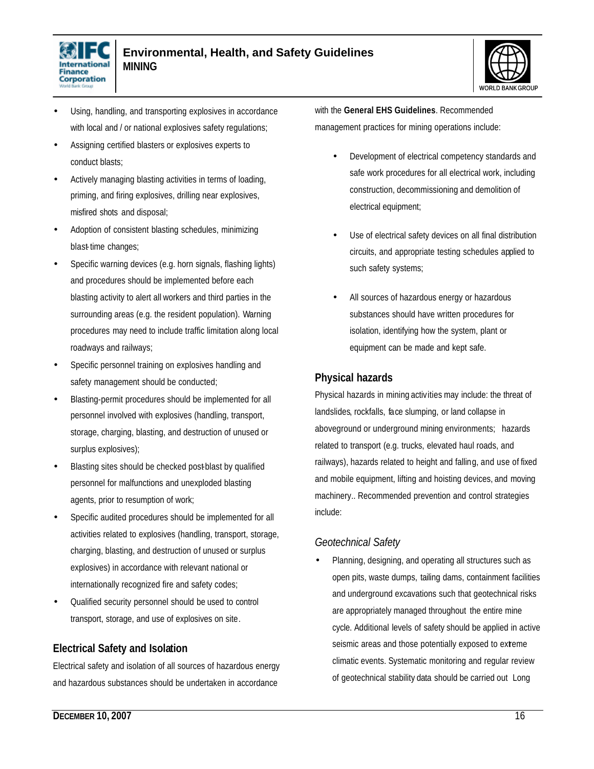- Using, handling, and transporting explosives in accordance with local and / or national explosives safety regulations;
- Assigning certified blasters or explosives experts to conduct blasts;
- Actively managing blasting activities in terms of loading, priming, and firing explosives, drilling near explosives, misfired shots and disposal;
- Adoption of consistent blasting schedules, minimizing blast-time changes;
- Specific warning devices (e.g. horn signals, flashing lights) and procedures should be implemented before each blasting activity to alert all workers and third parties in the surrounding areas (e.g. the resident population). Warning procedures may need to include traffic limitation along local roadways and railways;
- Specific personnel training on explosives handling and safety management should be conducted;
- Blasting-permit procedures should be implemented for all personnel involved with explosives (handling, transport, storage, charging, blasting, and destruction of unused or surplus explosives);
- Blasting sites should be checked post-blast by qualified personnel for malfunctions and unexploded blasting agents, prior to resumption of work;
- Specific audited procedures should be implemented for all activities related to explosives (handling, transport, storage, charging, blasting, and destruction of unused or surplus explosives) in accordance with relevant national or internationally recognized fire and safety codes;
- Qualified security personnel should be used to control transport, storage, and use of explosives on site.

### Electrical Safety and Isolation

Electrical safety and isolation of all sources of hazardous energy and hazardous substances should be undertaken in accordance with the **General EHS Guidelines**. Recommended management practices for mining operations include:

- Development of electrical competency standards and safe work procedures for all electrical work, including construction, decommissioning and demolition of electrical equipment;
- Use of electrical safety devices on all final distribution circuits, and appropriate testing schedules applied to such safety systems;
- All sources of hazardous energy or hazardous substances should have written procedures for isolation, identifying how the system, plant or equipment can be made and kept safe.

### Physical hazards

Physical hazards in mining activities may include: the threat of landslides, rockfalls, face slumping, or land collapse in aboveground or underground mining environments; hazards related to transport (e.g. trucks, elevated haul roads, and railways), hazards related to height and falling, and use of fixed and mobile equipment, lifting and hoisting devices, and moving machinery.. Recommended prevention and control strategies include:

#### *Geotechnical Safety*

- Planning, designing, and operating all structures such as open pits, waste dumps, tailing dams, containment facilities and underground excavations such that geotechnical risks are appropriately managed throughout the entire mine cycle. Additional levels of safety should be applied in active seismic areas and those potentially exposed to extreme climatic events. Systematic monitoring and regular review of geotechnical stability data should be carried out Long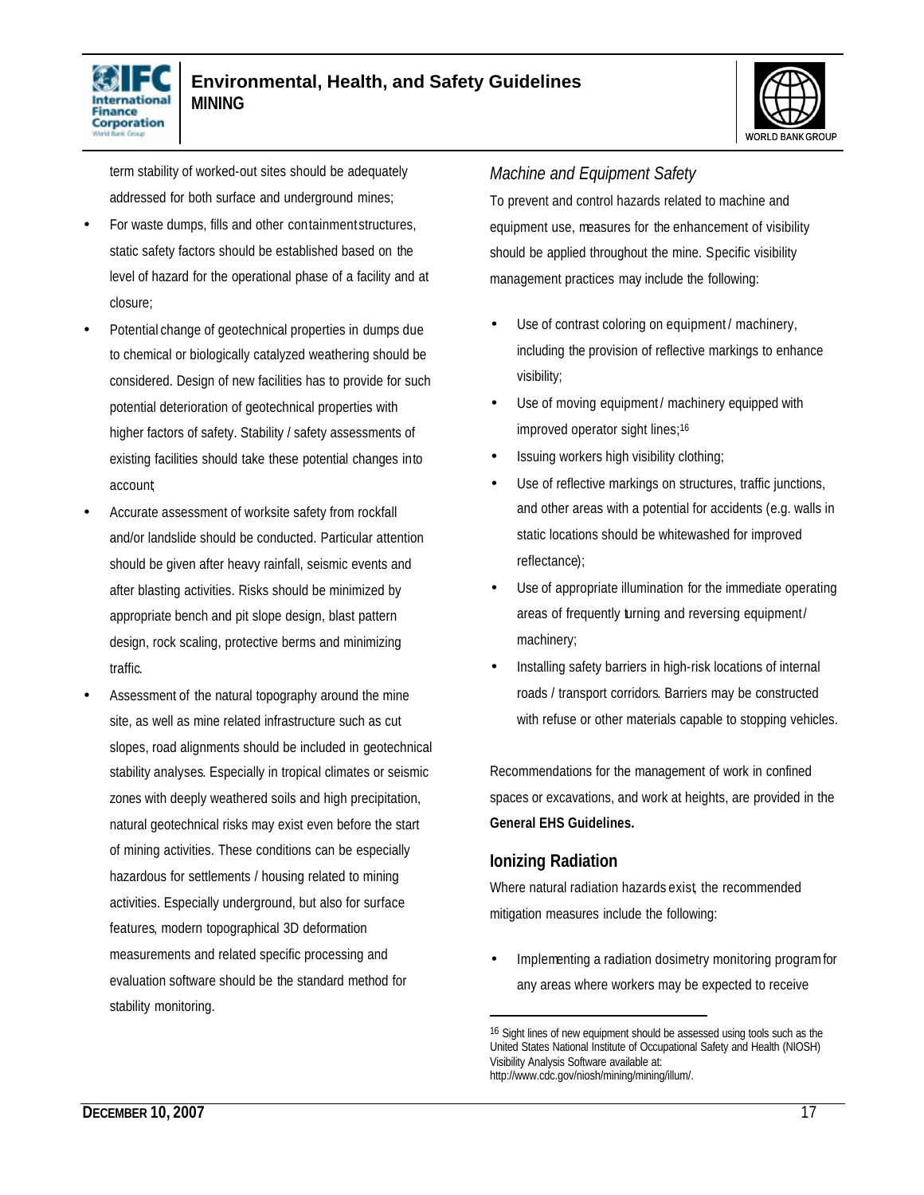term stability of worked-out sites should be adequately addressed for both surface and underground mines;

- For waste dumps, fills and other containment structures, static safety factors should be established based on the level of hazard for the operational phase of a facility and at closure;
- Potential change of geotechnical properties in dumps due to chemical or biologically catalyzed weathering should be considered. Design of new facilities has to provide for such potential deterioration of geotechnical properties with higher factors of safety. Stability / safety assessments of existing facilities should take these potential changes into account;
- Accurate assessment of worksite safety from rockfall and/or landslide should be conducted. Particular attention should be given after heavy rainfall, seismic events and after blasting activities. Risks should be minimized by appropriate bench and pit slope design, blast pattern design, rock scaling, protective berms and minimizing traffic.
- Assessment of the natural topography around the mine site, as well as mine related infrastructure such as cut slopes, road alignments should be included in geotechnical stability analyses. Especially in tropical climates or seismic zones with deeply weathered soils and high precipitation, natural geotechnical risks may exist even before the start of mining activities. These conditions can be especially hazardous for settlements / housing related to mining activities. Especially underground, but also for surface features, modern topographical 3D deformation measurements and related specific processing and evaluation software should be the standard method for stability monitoring.

### *Machine and Equipment Safety*

To prevent and control hazards related to machine and equipment use, measures for the enhancement of visibility should be applied throughout the mine. Specific visibility management practices may include the following:

- Use of contrast coloring on equipment / machinery, including the provision of reflective markings to enhance visibility;
- Use of moving equipment / machinery equipped with improved operator sight lines;[16]
- Issuing workers high visibility clothing;
- Use of reflective markings on structures, traffic junctions, and other areas with a potential for accidents (e.g. walls in static locations should be whitewashed for improved reflectance);
- Use of appropriate illumination for the immediate operating areas of frequently turning and reversing equipment / machinery;
- Installing safety barriers in high-risk locations of internal roads / transport corridors. Barriers may be constructed with refuse or other materials capable to stopping vehicles.

Recommendations for the management of work in confined spaces or excavations, and work at heights, are provided in the **General EHS Guidelines.**

## Ionizing Radiation

Where natural radiation hazards exist, the recommended mitigation measures include the following:

- Implementing a radiation dosimetry monitoring program for any areas where workers may be expected to receive

---

[16] Sight lines of new equipment should be assessed using tools such as the United States National Institute of Occupational Safety and Health (NIOSH) Visibility Analysis Software available at: http://www.cdc.gov/niosh/mining/mining/illum/.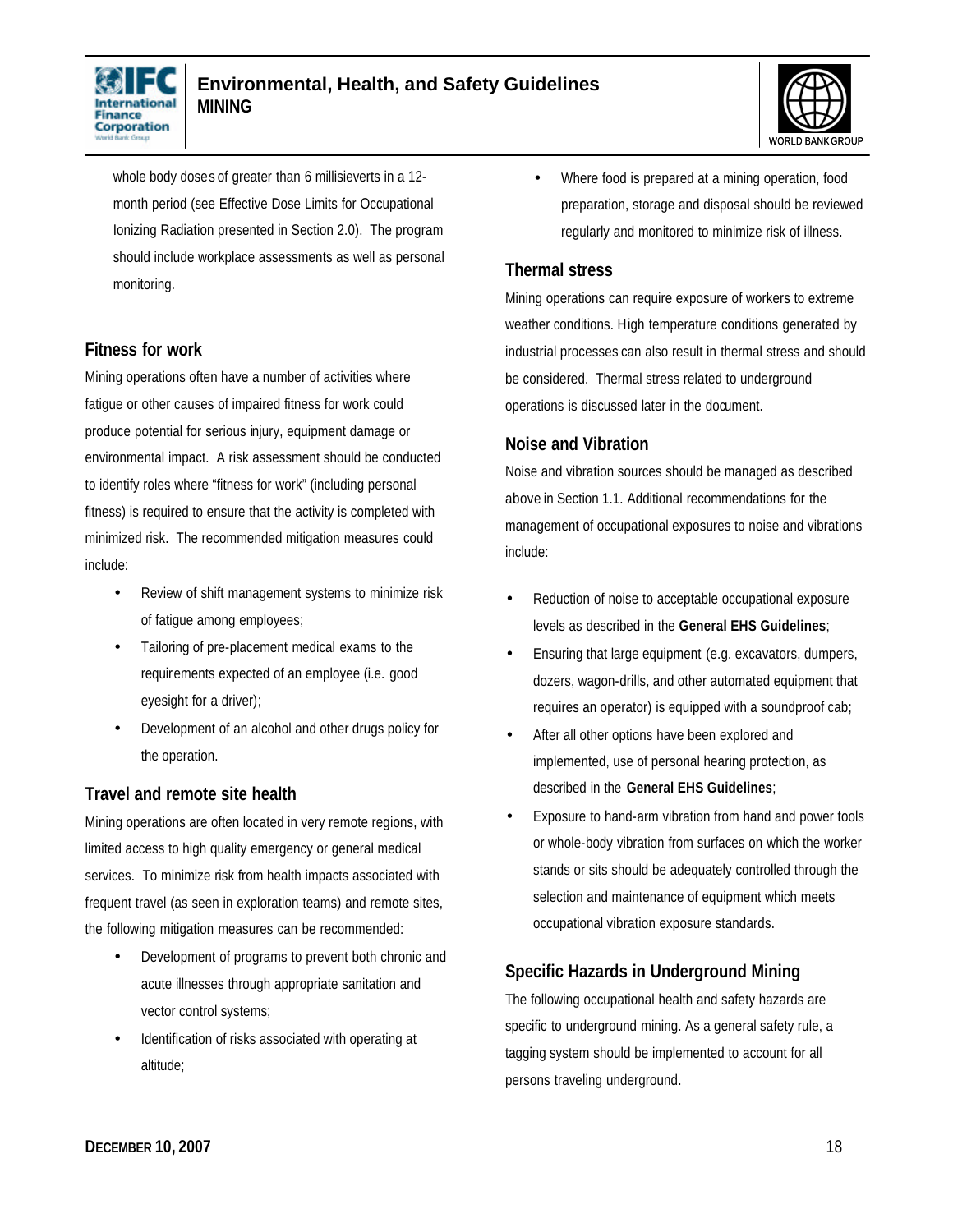whole body doses of greater than 6 millisieverts in a 12-month period (see Effective Dose Limits for Occupational Ionizing Radiation presented in Section 2.0). The program should include workplace assessments as well as personal monitoring.

### Fitness for work

Mining operations often have a number of activities where fatigue or other causes of impaired fitness for work could produce potential for serious injury, equipment damage or environmental impact. A risk assessment should be conducted to identify roles where "fitness for work" (including personal fitness) is required to ensure that the activity is completed with minimized risk. The recommended mitigation measures could include:

- Review of shift management systems to minimize risk of fatigue among employees;
- Tailoring of pre-placement medical exams to the requirements expected of an employee (i.e. good eyesight for a driver);
- Development of an alcohol and other drugs policy for the operation.

### Travel and remote site health

Mining operations are often located in very remote regions, with limited access to high quality emergency or general medical services. To minimize risk from health impacts associated with frequent travel (as seen in exploration teams) and remote sites, the following mitigation measures can be recommended:

- Development of programs to prevent both chronic and acute illnesses through appropriate sanitation and vector control systems;
- Identification of risks associated with operating at altitude;
- Where food is prepared at a mining operation, food preparation, storage and disposal should be reviewed regularly and monitored to minimize risk of illness.

### Thermal stress

Mining operations can require exposure of workers to extreme weather conditions. High temperature conditions generated by industrial processes can also result in thermal stress and should be considered. Thermal stress related to underground operations is discussed later in the document.

### Noise and Vibration

Noise and vibration sources should be managed as described above in Section 1.1. Additional recommendations for the management of occupational exposures to noise and vibrations include:

- Reduction of noise to acceptable occupational exposure levels as described in the **General EHS Guidelines**;
- Ensuring that large equipment (e.g. excavators, dumpers, dozers, wagon-drills, and other automated equipment that requires an operator) is equipped with a soundproof cab;
- After all other options have been explored and implemented, use of personal hearing protection, as described in the **General EHS Guidelines**;
- Exposure to hand-arm vibration from hand and power tools or whole-body vibration from surfaces on which the worker stands or sits should be adequately controlled through the selection and maintenance of equipment which meets occupational vibration exposure standards.

### Specific Hazards in Underground Mining

The following occupational health and safety hazards are specific to underground mining. As a general safety rule, a tagging system should be implemented to account for all persons traveling underground.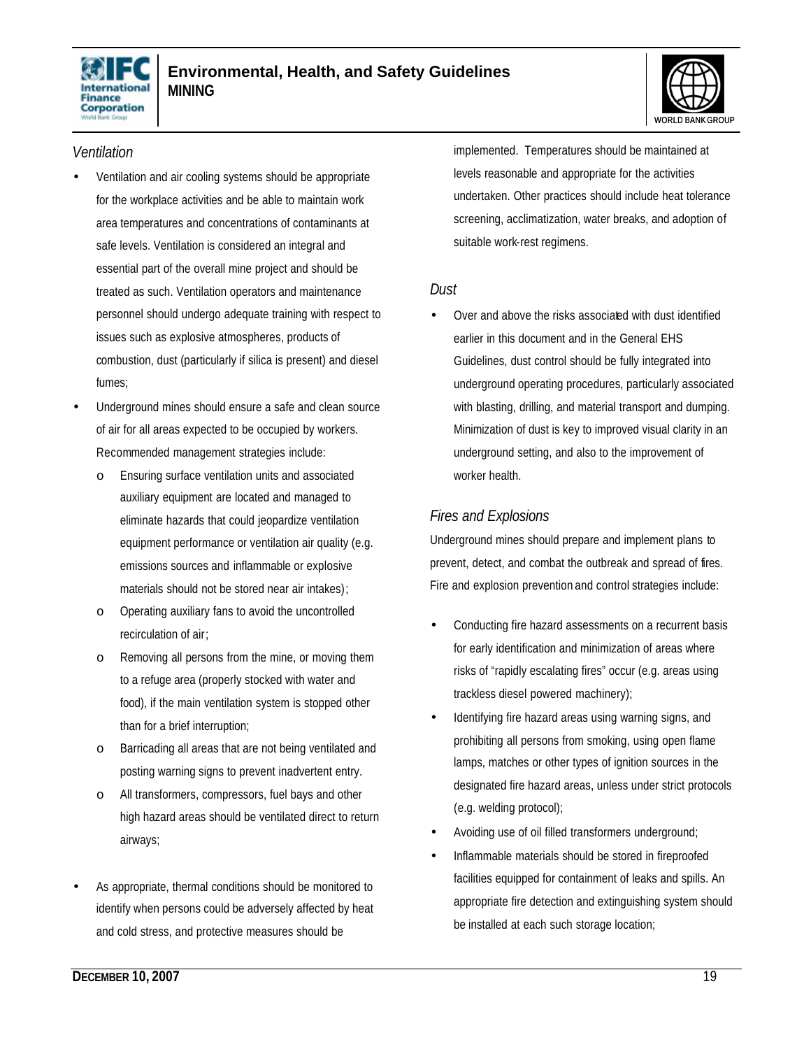### *Ventilation*

- Ventilation and air cooling systems should be appropriate for the workplace activities and be able to maintain work area temperatures and concentrations of contaminants at safe levels. Ventilation is considered an integral and essential part of the overall mine project and should be treated as such. Ventilation operators and maintenance personnel should undergo adequate training with respect to issues such as explosive atmospheres, products of combustion, dust (particularly if silica is present) and diesel fumes;
- Underground mines should ensure a safe and clean source of air for all areas expected to be occupied by workers. Recommended management strategies include:
  - o Ensuring surface ventilation units and associated auxiliary equipment are located and managed to eliminate hazards that could jeopardize ventilation equipment performance or ventilation air quality (e.g. emissions sources and inflammable or explosive materials should not be stored near air intakes);
  - o Operating auxiliary fans to avoid the uncontrolled recirculation of air;
  - o Removing all persons from the mine, or moving them to a refuge area (properly stocked with water and food), if the main ventilation system is stopped other than for a brief interruption;
  - o Barricading all areas that are not being ventilated and posting warning signs to prevent inadvertent entry.
  - o All transformers, compressors, fuel bays and other high hazard areas should be ventilated direct to return airways;
- As appropriate, thermal conditions should be monitored to identify when persons could be adversely affected by heat and cold stress, and protective measures should be implemented. Temperatures should be maintained at levels reasonable and appropriate for the activities undertaken. Other practices should include heat tolerance screening, acclimatization, water breaks, and adoption of suitable work-rest regimens.

### *Dust*

- Over and above the risks associated with dust identified earlier in this document and in the General EHS Guidelines, dust control should be fully integrated into underground operating procedures, particularly associated with blasting, drilling, and material transport and dumping. Minimization of dust is key to improved visual clarity in an underground setting, and also to the improvement of worker health.

### *Fires and Explosions*

Underground mines should prepare and implement plans to prevent, detect, and combat the outbreak and spread of fires. Fire and explosion prevention and control strategies include:

- Conducting fire hazard assessments on a recurrent basis for early identification and minimization of areas where risks of "rapidly escalating fires" occur (e.g. areas using trackless diesel powered machinery);
- Identifying fire hazard areas using warning signs, and prohibiting all persons from smoking, using open flame lamps, matches or other types of ignition sources in the designated fire hazard areas, unless under strict protocols (e.g. welding protocol);
- Avoiding use of oil filled transformers underground;
- Inflammable materials should be stored in fireproofed facilities equipped for containment of leaks and spills. An appropriate fire detection and extinguishing system should be installed at each such storage location;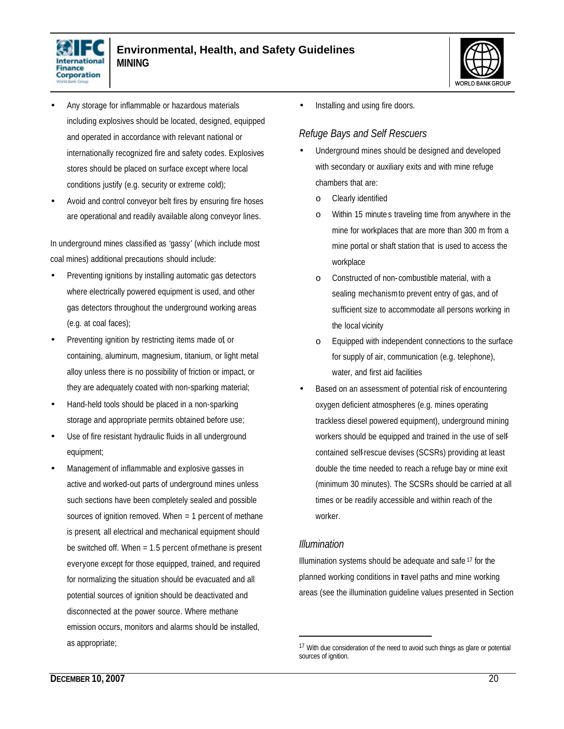- Any storage for inflammable or hazardous materials including explosives should be located, designed, equipped and operated in accordance with relevant national or internationally recognized fire and safety codes. Explosives stores should be placed on surface except where local conditions justify (e.g. security or extreme cold);
- Avoid and control conveyor belt fires by ensuring fire hoses are operational and readily available along conveyor lines.

In underground mines classified as 'gassy' (which include most coal mines) additional precautions should include:

- Preventing ignitions by installing automatic gas detectors where electrically powered equipment is used, and other gas detectors throughout the underground working areas (e.g. at coal faces);
- Preventing ignition by restricting items made of, or containing, aluminum, magnesium, titanium, or light metal alloy unless there is no possibility of friction or impact, or they are adequately coated with non-sparking material;
- Hand-held tools should be placed in a non-sparking storage and appropriate permits obtained before use;
- Use of fire resistant hydraulic fluids in all underground equipment;
- Management of inflammable and explosive gasses in active and worked-out parts of underground mines unless such sections have been completely sealed and possible sources of ignition removed. When = 1 percent of methane is present, all electrical and mechanical equipment should be switched off. When = 1.5 percent of methane is present everyone except for those equipped, trained, and required for normalizing the situation should be evacuated and all potential sources of ignition should be deactivated and disconnected at the power source. Where methane emission occurs, monitors and alarms should be installed, as appropriate;
- Installing and using fire doors.

### *Refuge Bays and Self Rescuers*

- Underground mines should be designed and developed with secondary or auxiliary exits and with mine refuge chambers that are:
  - Clearly identified
  - Within 15 minutes traveling time from anywhere in the mine for workplaces that are more than 300 m from a mine portal or shaft station that is used to access the workplace
  - Constructed of non-combustible material, with a sealing mechanism to prevent entry of gas, and of sufficient size to accommodate all persons working in the local vicinity
  - Equipped with independent connections to the surface for supply of air, communication (e.g. telephone), water, and first aid facilities
- Based on an assessment of potential risk of encountering oxygen deficient atmospheres (e.g. mines operating trackless diesel powered equipment), underground mining workers should be equipped and trained in the use of self-contained self-rescue devises (SCSRs) providing at least double the time needed to reach a refuge bay or mine exit (minimum 30 minutes). The SCSRs should be carried at all times or be readily accessible and within reach of the worker.

### *Illumination*

Illumination systems should be adequate and safe[17] for the planned working conditions in travel paths and mine working areas (see the illumination guideline values presented in Section

[17] With due consideration of the need to avoid such things as glare or potential sources of ignition.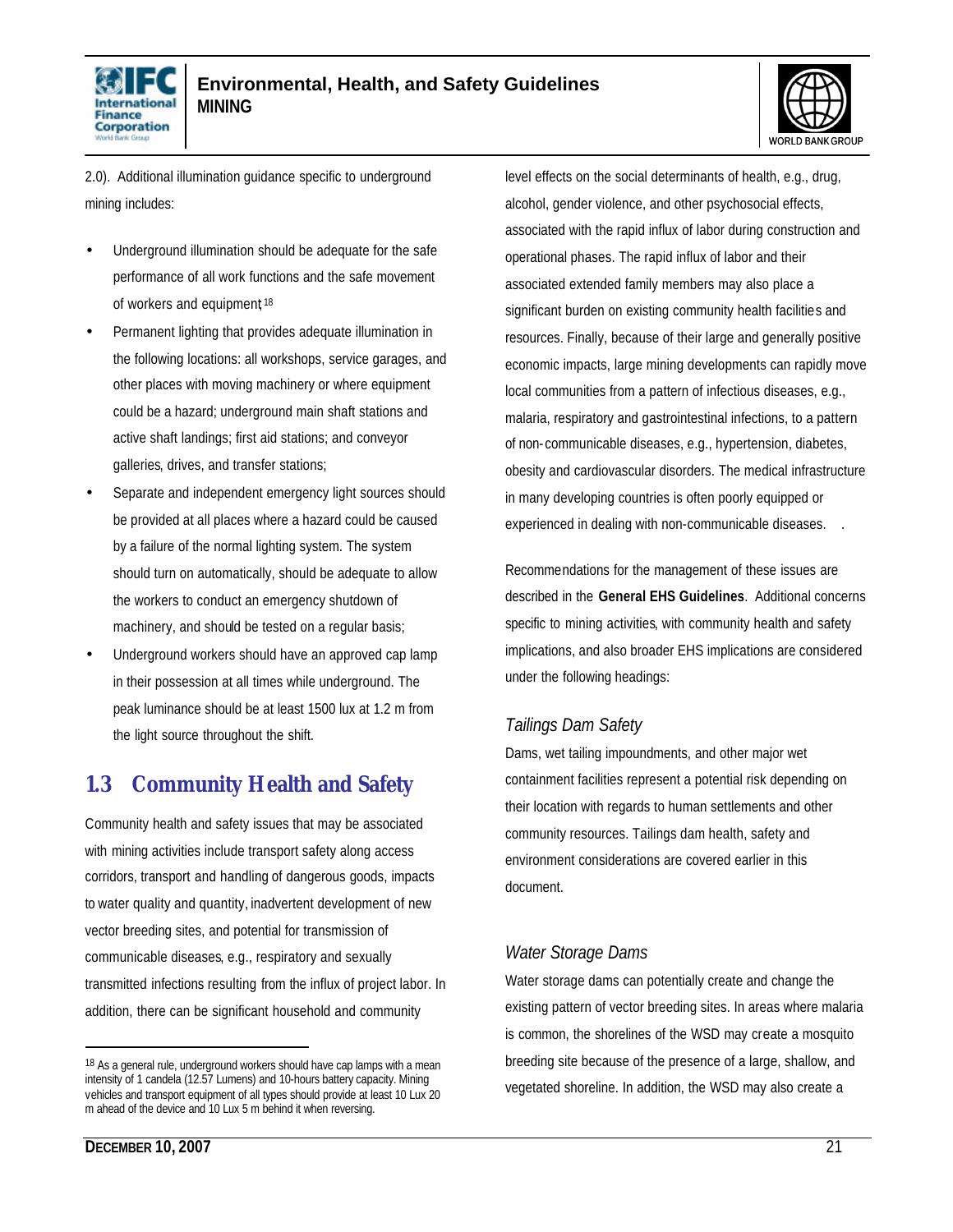2.0). Additional illumination guidance specific to underground mining includes:

- Underground illumination should be adequate for the safe performance of all work functions and the safe movement of workers and equipment;[18]
- Permanent lighting that provides adequate illumination in the following locations: all workshops, service garages, and other places with moving machinery or where equipment could be a hazard; underground main shaft stations and active shaft landings; first aid stations; and conveyor galleries, drives, and transfer stations;
- Separate and independent emergency light sources should be provided at all places where a hazard could be caused by a failure of the normal lighting system. The system should turn on automatically, should be adequate to allow the workers to conduct an emergency shutdown of machinery, and should be tested on a regular basis;
- Underground workers should have an approved cap lamp in their possession at all times while underground. The peak luminance should be at least 1500 lux at 1.2 m from the light source throughout the shift.

## 1.3 Community Health and Safety

Community health and safety issues that may be associated with mining activities include transport safety along access corridors, transport and handling of dangerous goods, impacts to water quality and quantity, inadvertent development of new vector breeding sites, and potential for transmission of communicable diseases, e.g., respiratory and sexually transmitted infections resulting from the influx of project labor. In addition, there can be significant household and community level effects on the social determinants of health, e.g., drug, alcohol, gender violence, and other psychosocial effects, associated with the rapid influx of labor during construction and operational phases. The rapid influx of labor and their associated extended family members may also place a significant burden on existing community health facilities and resources. Finally, because of their large and generally positive economic impacts, large mining developments can rapidly move local communities from a pattern of infectious diseases, e.g., malaria, respiratory and gastrointestinal infections, to a pattern of non-communicable diseases, e.g., hypertension, diabetes, obesity and cardiovascular disorders. The medical infrastructure in many developing countries is often poorly equipped or experienced in dealing with non-communicable diseases.

Recommendations for the management of these issues are described in the **General EHS Guidelines**. Additional concerns specific to mining activities, with community health and safety implications, and also broader EHS implications are considered under the following headings:

### *Tailings Dam Safety*

Dams, wet tailing impoundments, and other major wet containment facilities represent a potential risk depending on their location with regards to human settlements and other community resources. Tailings dam health, safety and environment considerations are covered earlier in this document.

### *Water Storage Dams*

Water storage dams can potentially create and change the existing pattern of vector breeding sites. In areas where malaria is common, the shorelines of the WSD may create a mosquito breeding site because of the presence of a large, shallow, and vegetated shoreline. In addition, the WSD may also create a

---

[18] As a general rule, underground workers should have cap lamps with a mean intensity of 1 candela (12.57 Lumens) and 10-hours battery capacity. Mining vehicles and transport equipment of all types should provide at least 10 Lux 20 m ahead of the device and 10 Lux 5 m behind it when reversing.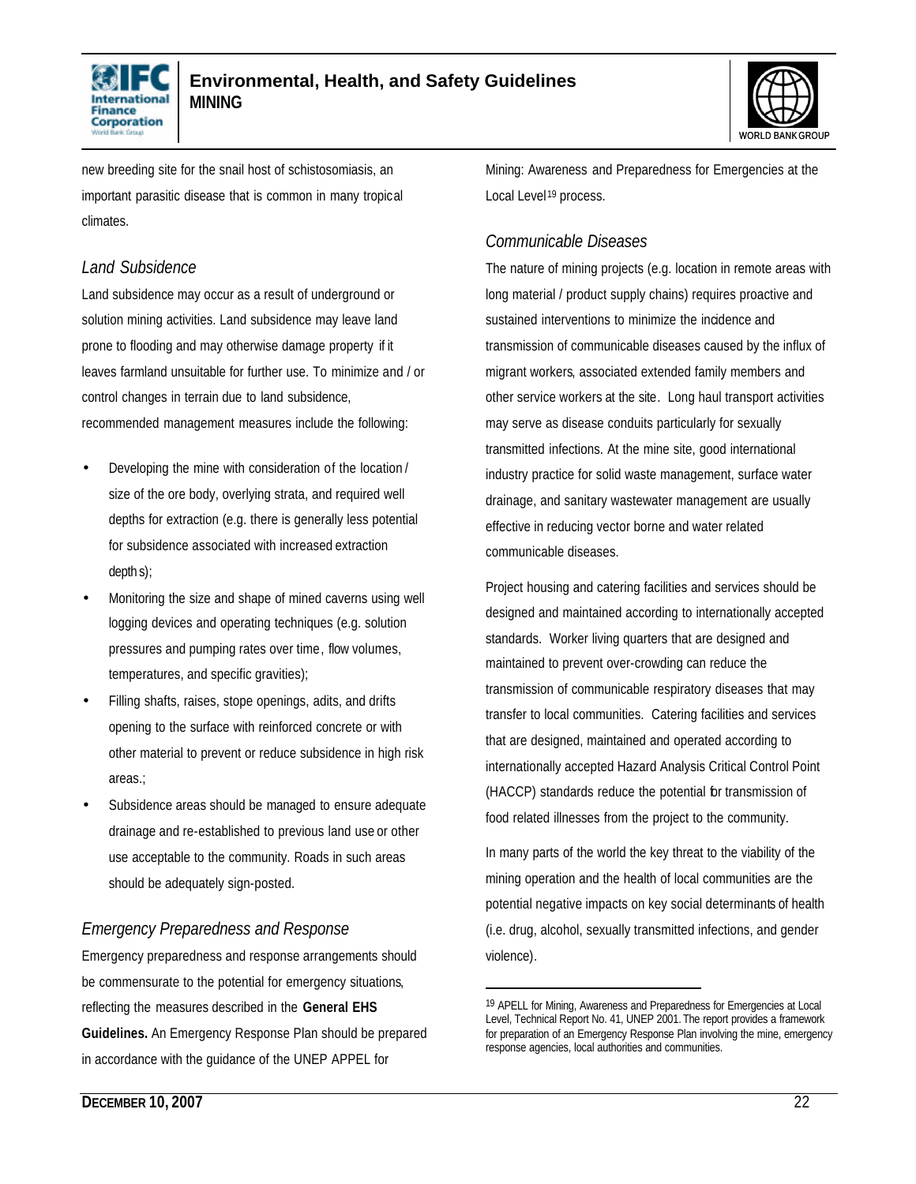new breeding site for the snail host of schistosomiasis, an important parasitic disease that is common in many tropical climates.

### Land Subsidence

Land subsidence may occur as a result of underground or solution mining activities. Land subsidence may leave land prone to flooding and may otherwise damage property if it leaves farmland unsuitable for further use. To minimize and / or control changes in terrain due to land subsidence, recommended management measures include the following:

- Developing the mine with consideration of the location / size of the ore body, overlying strata, and required well depths for extraction (e.g. there is generally less potential for subsidence associated with increased extraction depth s);
- Monitoring the size and shape of mined caverns using well logging devices and operating techniques (e.g. solution pressures and pumping rates over time, flow volumes, temperatures, and specific gravities);
- Filling shafts, raises, stope openings, adits, and drifts opening to the surface with reinforced concrete or with other material to prevent or reduce subsidence in high risk areas.;
- Subsidence areas should be managed to ensure adequate drainage and re-established to previous land use or other use acceptable to the community. Roads in such areas should be adequately sign-posted.

### Emergency Preparedness and Response

Emergency preparedness and response arrangements should be commensurate to the potential for emergency situations, reflecting the measures described in the **General EHS Guidelines.** An Emergency Response Plan should be prepared in accordance with the guidance of the UNEP APPEL for Mining: Awareness and Preparedness for Emergencies at the Local Level[19] process.

### Communicable Diseases

The nature of mining projects (e.g. location in remote areas with long material / product supply chains) requires proactive and sustained interventions to minimize the incidence and transmission of communicable diseases caused by the influx of migrant workers, associated extended family members and other service workers at the site. Long haul transport activities may serve as disease conduits particularly for sexually transmitted infections. At the mine site, good international industry practice for solid waste management, surface water drainage, and sanitary wastewater management are usually effective in reducing vector borne and water related communicable diseases.

Project housing and catering facilities and services should be designed and maintained according to internationally accepted standards. Worker living quarters that are designed and maintained to prevent over-crowding can reduce the transmission of communicable respiratory diseases that may transfer to local communities. Catering facilities and services that are designed, maintained and operated according to internationally accepted Hazard Analysis Critical Control Point (HACCP) standards reduce the potential for transmission of food related illnesses from the project to the community.

In many parts of the world the key threat to the viability of the mining operation and the health of local communities are the potential negative impacts on key social determinants of health (i.e. drug, alcohol, sexually transmitted infections, and gender violence).

---

[19] APELL for Mining, Awareness and Preparedness for Emergencies at Local Level, Technical Report No. 41, UNEP 2001. The report provides a framework for preparation of an Emergency Response Plan involving the mine, emergency response agencies, local authorities and communities.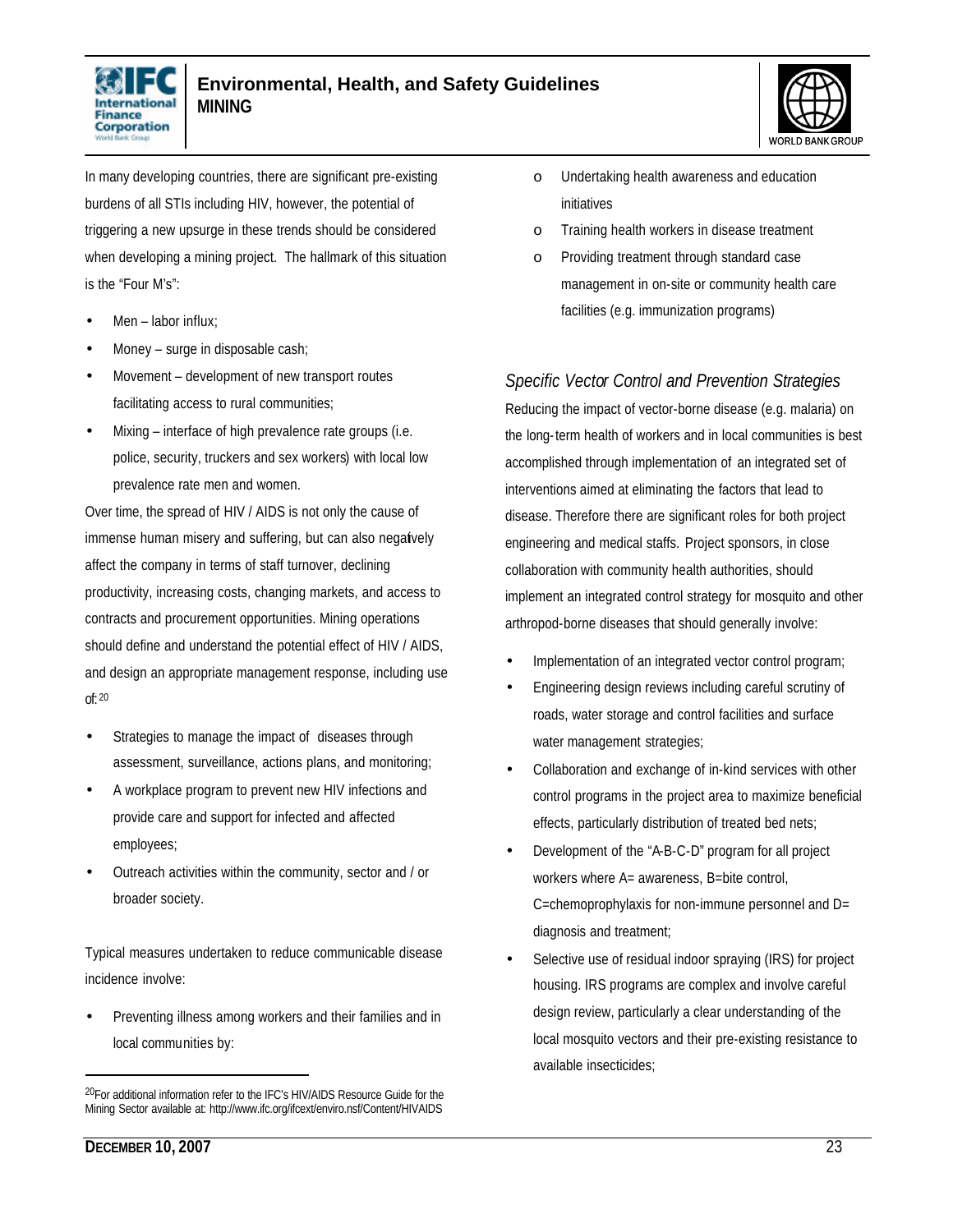In many developing countries, there are significant pre-existing burdens of all STIs including HIV, however, the potential of triggering a new upsurge in these trends should be considered when developing a mining project. The hallmark of this situation is the "Four M's":

- Men – labor influx;
- Money – surge in disposable cash;
- Movement – development of new transport routes facilitating access to rural communities;
- Mixing – interface of high prevalence rate groups (i.e. police, security, truckers and sex workers) with local low prevalence rate men and women.

Over time, the spread of HIV / AIDS is not only the cause of immense human misery and suffering, but can also negatively affect the company in terms of staff turnover, declining productivity, increasing costs, changing markets, and access to contracts and procurement opportunities. Mining operations should define and understand the potential effect of HIV / AIDS, and design an appropriate management response, including use of:[20]

- Strategies to manage the impact of diseases through assessment, surveillance, actions plans, and monitoring;
- A workplace program to prevent new HIV infections and provide care and support for infected and affected employees;
- Outreach activities within the community, sector and / or broader society.

Typical measures undertaken to reduce communicable disease incidence involve:

- Preventing illness among workers and their families and in local communities by:
  - Undertaking health awareness and education initiatives
  - Training health workers in disease treatment
  - Providing treatment through standard case management in on-site or community health care facilities (e.g. immunization programs)

*Specific Vector Control and Prevention Strategies*

Reducing the impact of vector-borne disease (e.g. malaria) on the long-term health of workers and in local communities is best accomplished through implementation of an integrated set of interventions aimed at eliminating the factors that lead to disease. Therefore there are significant roles for both project engineering and medical staffs. Project sponsors, in close collaboration with community health authorities, should implement an integrated control strategy for mosquito and other arthropod-borne diseases that should generally involve:

- Implementation of an integrated vector control program;
- Engineering design reviews including careful scrutiny of roads, water storage and control facilities and surface water management strategies;
- Collaboration and exchange of in-kind services with other control programs in the project area to maximize beneficial effects, particularly distribution of treated bed nets;
- Development of the "A-B-C-D" program for all project workers where A= awareness, B=bite control, C=chemoprophylaxis for non-immune personnel and D= diagnosis and treatment;
- Selective use of residual indoor spraying (IRS) for project housing. IRS programs are complex and involve careful design review, particularly a clear understanding of the local mosquito vectors and their pre-existing resistance to available insecticides;

---

[20] For additional information refer to the IFC's HIV/AIDS Resource Guide for the Mining Sector available at: http://www.ifc.org/ifcext/enviro.nsf/Content/HIVAIDS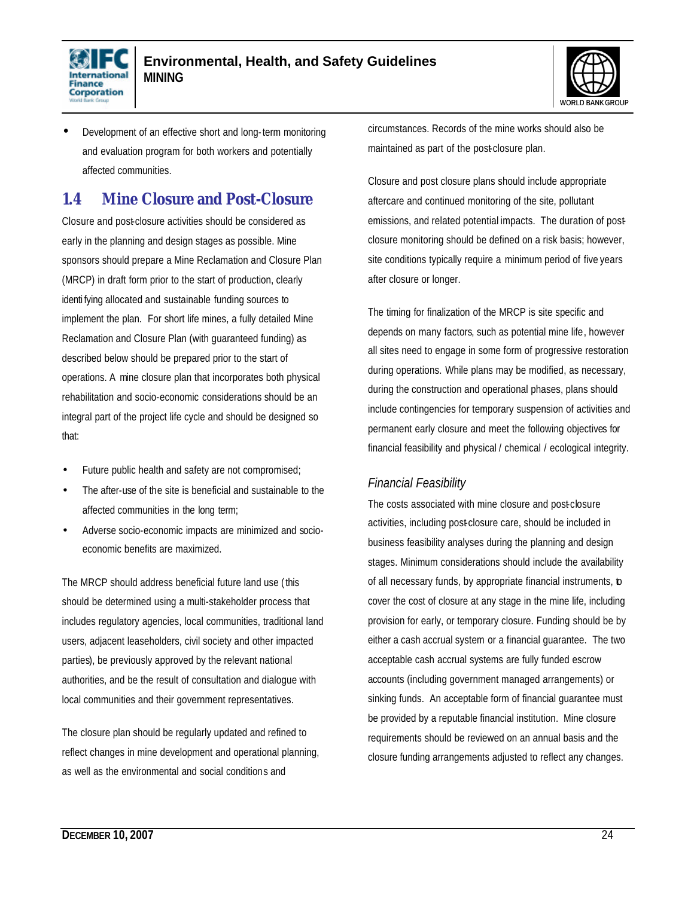- Development of an effective short and long-term monitoring and evaluation program for both workers and potentially affected communities.

## 1.4 Mine Closure and Post-Closure

Closure and post-closure activities should be considered as early in the planning and design stages as possible. Mine sponsors should prepare a Mine Reclamation and Closure Plan (MRCP) in draft form prior to the start of production, clearly identifying allocated and sustainable funding sources to implement the plan. For short life mines, a fully detailed Mine Reclamation and Closure Plan (with guaranteed funding) as described below should be prepared prior to the start of operations. A mine closure plan that incorporates both physical rehabilitation and socio-economic considerations should be an integral part of the project life cycle and should be designed so that:

- Future public health and safety are not compromised;
- The after-use of the site is beneficial and sustainable to the affected communities in the long term;
- Adverse socio-economic impacts are minimized and socio-economic benefits are maximized.

The MRCP should address beneficial future land use (this should be determined using a multi-stakeholder process that includes regulatory agencies, local communities, traditional land users, adjacent leaseholders, civil society and other impacted parties), be previously approved by the relevant national authorities, and be the result of consultation and dialogue with local communities and their government representatives.

The closure plan should be regularly updated and refined to reflect changes in mine development and operational planning, as well as the environmental and social conditions and circumstances. Records of the mine works should also be maintained as part of the post-closure plan.

Closure and post closure plans should include appropriate aftercare and continued monitoring of the site, pollutant emissions, and related potential impacts. The duration of post-closure monitoring should be defined on a risk basis; however, site conditions typically require a minimum period of five years after closure or longer.

The timing for finalization of the MRCP is site specific and depends on many factors, such as potential mine life, however all sites need to engage in some form of progressive restoration during operations. While plans may be modified, as necessary, during the construction and operational phases, plans should include contingencies for temporary suspension of activities and permanent early closure and meet the following objectives for financial feasibility and physical / chemical / ecological integrity.

### *Financial Feasibility*

The costs associated with mine closure and post-closure activities, including post-closure care, should be included in business feasibility analyses during the planning and design stages. Minimum considerations should include the availability of all necessary funds, by appropriate financial instruments, to cover the cost of closure at any stage in the mine life, including provision for early, or temporary closure. Funding should be by either a cash accrual system or a financial guarantee. The two acceptable cash accrual systems are fully funded escrow accounts (including government managed arrangements) or sinking funds. An acceptable form of financial guarantee must be provided by a reputable financial institution. Mine closure requirements should be reviewed on an annual basis and the closure funding arrangements adjusted to reflect any changes.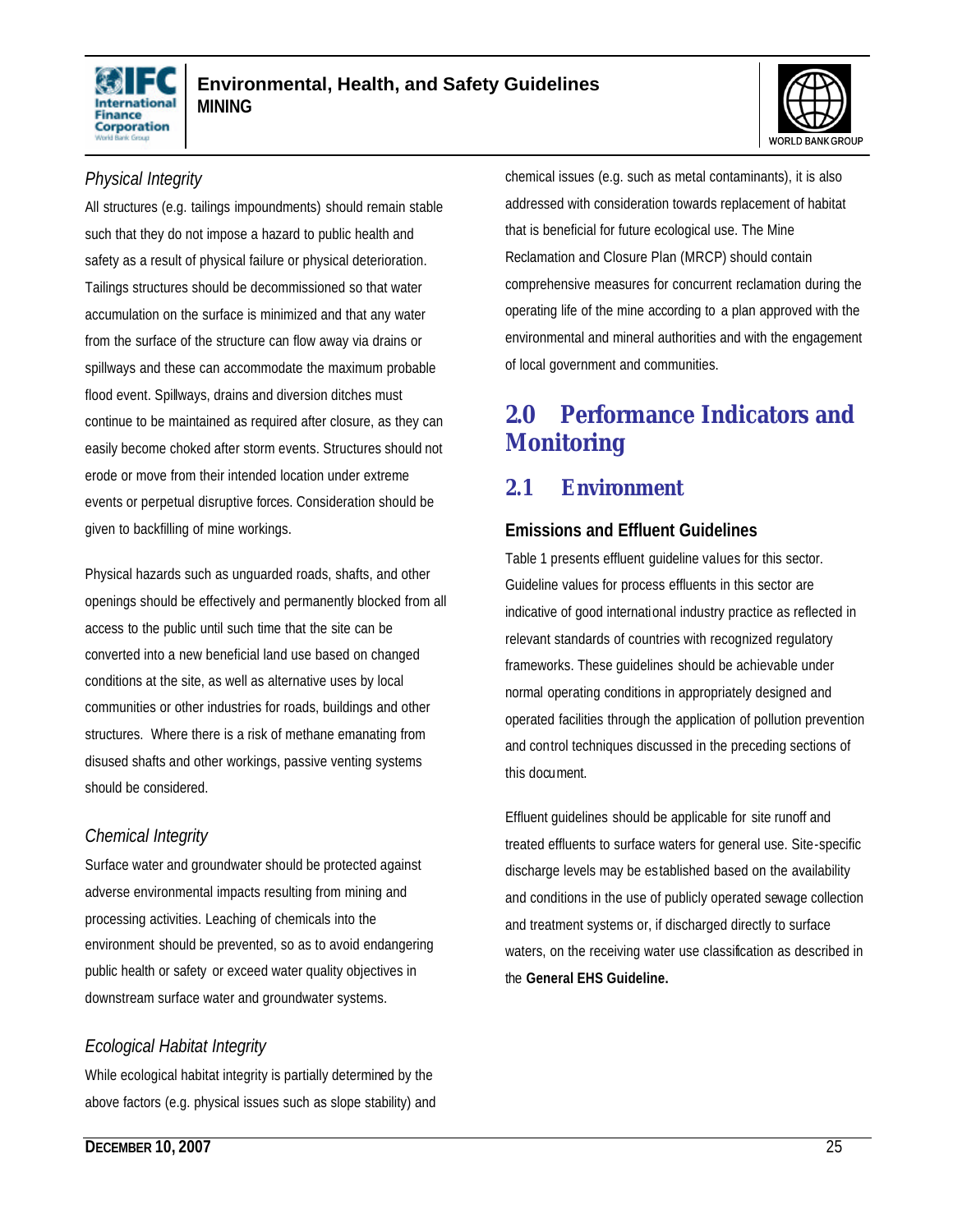*Physical Integrity*

All structures (e.g. tailings impoundments) should remain stable such that they do not impose a hazard to public health and safety as a result of physical failure or physical deterioration. Tailings structures should be decommissioned so that water accumulation on the surface is minimized and that any water from the surface of the structure can flow away via drains or spillways and these can accommodate the maximum probable flood event. Spillways, drains and diversion ditches must continue to be maintained as required after closure, as they can easily become choked after storm events. Structures should not erode or move from their intended location under extreme events or perpetual disruptive forces. Consideration should be given to backfilling of mine workings.

Physical hazards such as unguarded roads, shafts, and other openings should be effectively and permanently blocked from all access to the public until such time that the site can be converted into a new beneficial land use based on changed conditions at the site, as well as alternative uses by local communities or other industries for roads, buildings and other structures. Where there is a risk of methane emanating from disused shafts and other workings, passive venting systems should be considered.

*Chemical Integrity*

Surface water and groundwater should be protected against adverse environmental impacts resulting from mining and processing activities. Leaching of chemicals into the environment should be prevented, so as to avoid endangering public health or safety or exceed water quality objectives in downstream surface water and groundwater systems.

*Ecological Habitat Integrity*

While ecological habitat integrity is partially determined by the above factors (e.g. physical issues such as slope stability) and chemical issues (e.g. such as metal contaminants), it is also addressed with consideration towards replacement of habitat that is beneficial for future ecological use. The Mine Reclamation and Closure Plan (MRCP) should contain comprehensive measures for concurrent reclamation during the operating life of the mine according to a plan approved with the environmental and mineral authorities and with the engagement of local government and communities.

# 2.0 Performance Indicators and Monitoring

## 2.1 Environment

### Emissions and Effluent Guidelines

Table 1 presents effluent guideline values for this sector. Guideline values for process effluents in this sector are indicative of good international industry practice as reflected in relevant standards of countries with recognized regulatory frameworks. These guidelines should be achievable under normal operating conditions in appropriately designed and operated facilities through the application of pollution prevention and control techniques discussed in the preceding sections of this document.

Effluent guidelines should be applicable for site runoff and treated effluents to surface waters for general use. Site-specific discharge levels may be established based on the availability and conditions in the use of publicly operated sewage collection and treatment systems or, if discharged directly to surface waters, on the receiving water use classification as described in the **General EHS Guideline.**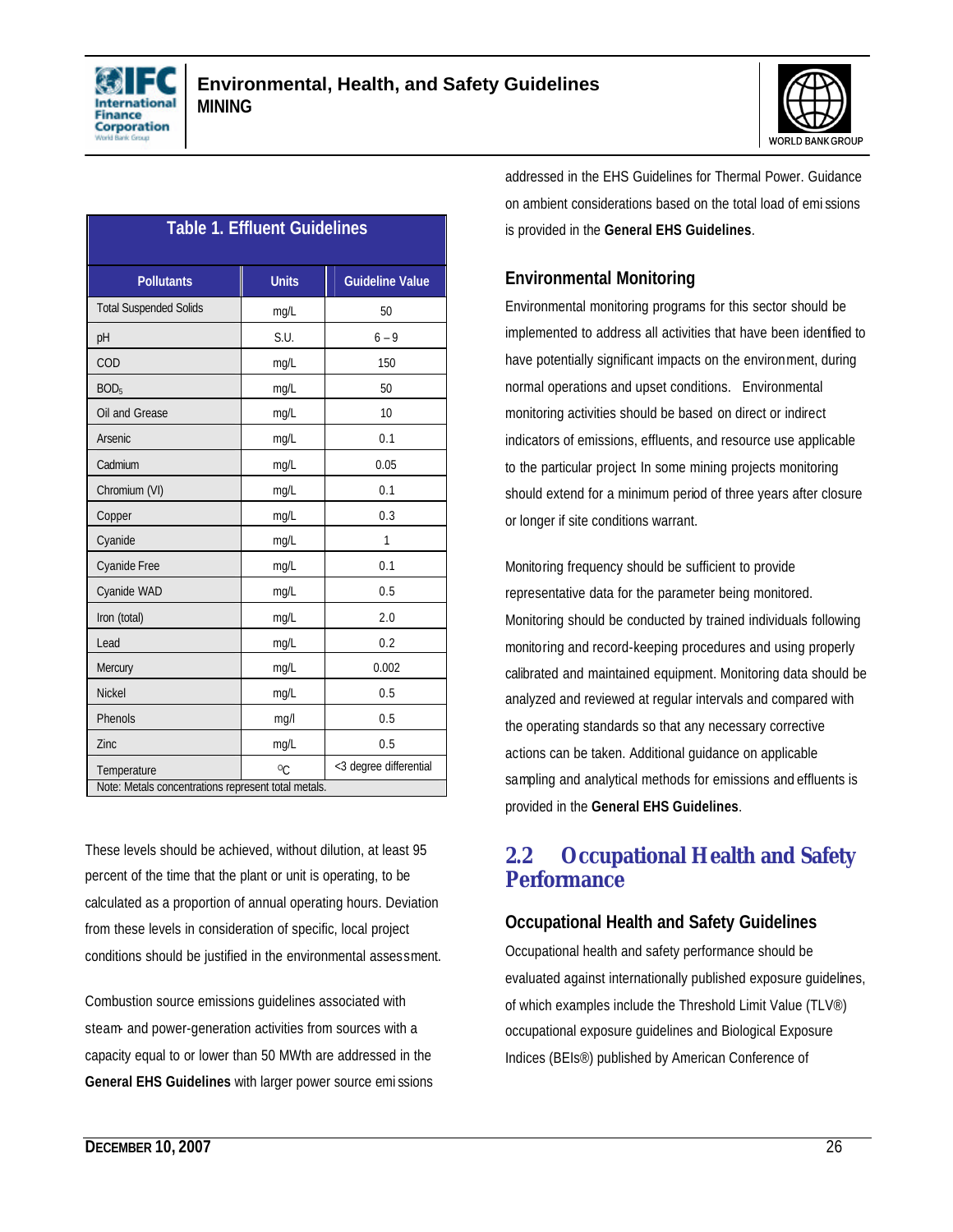**Table 1. Effluent Guidelines**

| Pollutants | Units | Guideline Value |
|---|---|---|
| Total Suspended Solids | mg/L | 50 |
| pH | S.U. | 6 – 9 |
| COD | mg/L | 150 |
| $BOD_5$ | mg/L | 50 |
| Oil and Grease | mg/L | 10 |
| Arsenic | mg/L | 0.1 |
| Cadmium | mg/L | 0.05 |
| Chromium (VI) | mg/L | 0.1 |
| Copper | mg/L | 0.3 |
| Cyanide | mg/L | 1 |
| Cyanide Free | mg/L | 0.1 |
| Cyanide WAD | mg/L | 0.5 |
| Iron (total) | mg/L | 2.0 |
| Lead | mg/L | 0.2 |
| Mercury | mg/L | 0.002 |
| Nickel | mg/L | 0.5 |
| Phenols | mg/l | 0.5 |
| Zinc | mg/L | 0.5 |
| Temperature | °C | <3 degree differential |

Note: Metals concentrations represent total metals.

These levels should be achieved, without dilution, at least 95 percent of the time that the plant or unit is operating, to be calculated as a proportion of annual operating hours. Deviation from these levels in consideration of specific, local project conditions should be justified in the environmental assessment.

Combustion source emissions guidelines associated with steam- and power-generation activities from sources with a capacity equal to or lower than 50 MWth are addressed in the **General EHS Guidelines** with larger power source emissions addressed in the EHS Guidelines for Thermal Power. Guidance on ambient considerations based on the total load of emissions is provided in the **General EHS Guidelines**.

### Environmental Monitoring

Environmental monitoring programs for this sector should be implemented to address all activities that have been identified to have potentially significant impacts on the environment, during normal operations and upset conditions. Environmental monitoring activities should be based on direct or indirect indicators of emissions, effluents, and resource use applicable to the particular project In some mining projects monitoring should extend for a minimum period of three years after closure or longer if site conditions warrant.

Monitoring frequency should be sufficient to provide representative data for the parameter being monitored. Monitoring should be conducted by trained individuals following monitoring and record-keeping procedures and using properly calibrated and maintained equipment. Monitoring data should be analyzed and reviewed at regular intervals and compared with the operating standards so that any necessary corrective actions can be taken. Additional guidance on applicable sampling and analytical methods for emissions and effluents is provided in the **General EHS Guidelines**.

## 2.2 Occupational Health and Safety Performance

### Occupational Health and Safety Guidelines

Occupational health and safety performance should be evaluated against internationally published exposure guidelines, of which examples include the Threshold Limit Value (TLV®) occupational exposure guidelines and Biological Exposure Indices (BEIs®) published by American Conference of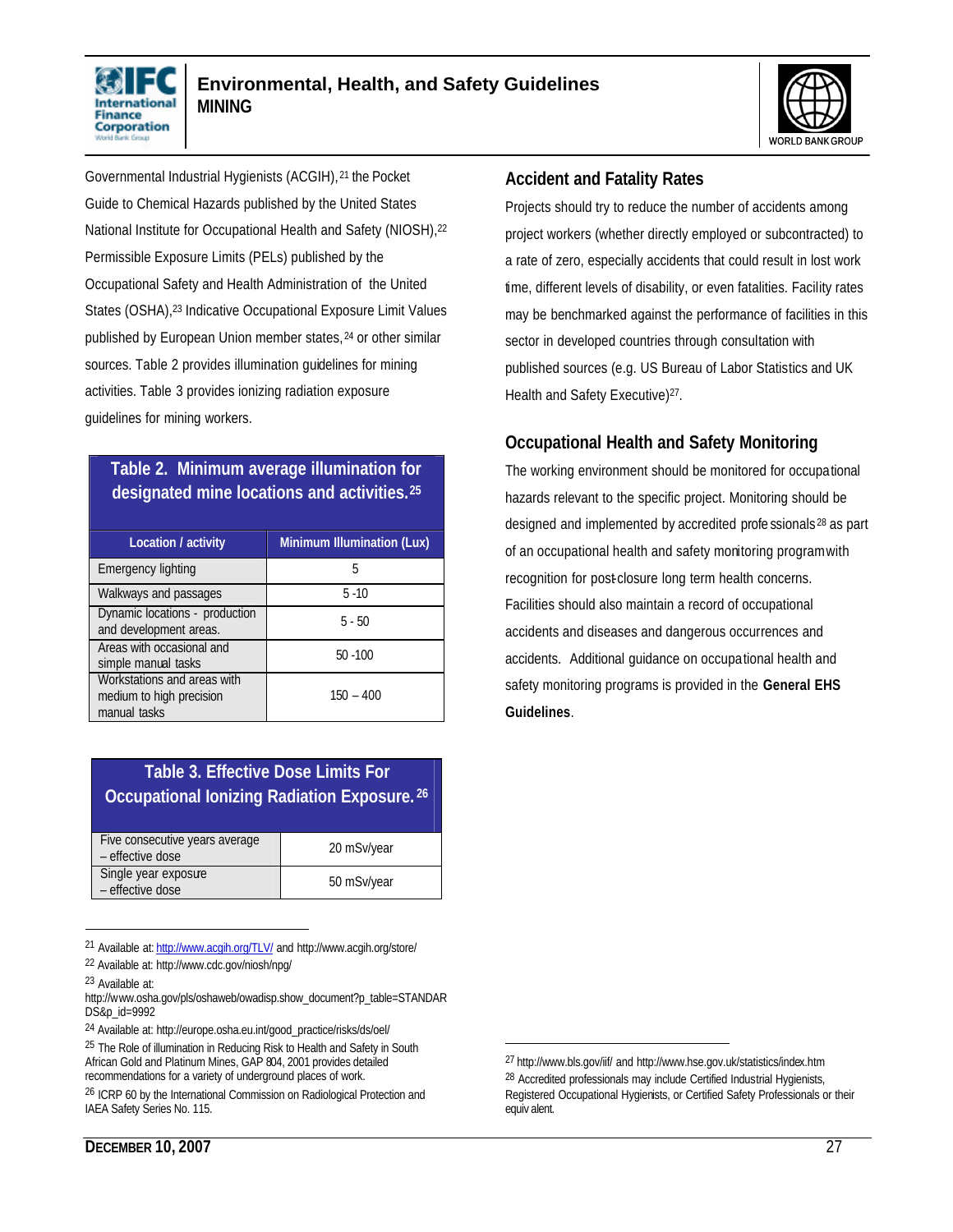Governmental Industrial Hygienists (ACGIH),[21] the Pocket Guide to Chemical Hazards published by the United States National Institute for Occupational Health and Safety (NIOSH),[22] Permissible Exposure Limits (PELs) published by the Occupational Safety and Health Administration of the United States (OSHA),[23] Indicative Occupational Exposure Limit Values published by European Union member states,[24] or other similar sources. Table 2 provides illumination guidelines for mining activities. Table 3 provides ionizing radiation exposure guidelines for mining workers.

**Table 2. Minimum average illumination for designated mine locations and activities.[25]**

| Location / activity | Minimum Illumination (Lux) |
|---|---|
| Emergency lighting | 5 |
| Walkways and passages | 5 -10 |
| Dynamic locations - production and development areas. | 5 - 50 |
| Areas with occasional and simple manual tasks | 50 -100 |
| Workstations and areas with medium to high precision manual tasks | 150 – 400 |

**Table 3. Effective Dose Limits For Occupational Ionizing Radiation Exposure.[26]**

| | |
|---|---|
| Five consecutive years average – effective dose | 20 mSv/year |
| Single year exposure – effective dose | 50 mSv/year |

### Accident and Fatality Rates

Projects should try to reduce the number of accidents among project workers (whether directly employed or subcontracted) to a rate of zero, especially accidents that could result in lost work time, different levels of disability, or even fatalities. Facility rates may be benchmarked against the performance of facilities in this sector in developed countries through consultation with published sources (e.g. US Bureau of Labor Statistics and UK Health and Safety Executive)[27].

### Occupational Health and Safety Monitoring

The working environment should be monitored for occupational hazards relevant to the specific project. Monitoring should be designed and implemented by accredited professionals[28] as part of an occupational health and safety monitoring program with recognition for post-closure long term health concerns. Facilities should also maintain a record of occupational accidents and diseases and dangerous occurrences and accidents. Additional guidance on occupational health and safety monitoring programs is provided in the **General EHS Guidelines**.

---

[21] Available at: http://www.acgih.org/TLV/ and http://www.acgih.org/store/

[22] Available at: http://www.cdc.gov/niosh/npg/

[23] Available at: http://www.osha.gov/pls/oshaweb/owadisp.show_document?p_table=STANDARDS&p_id=9992

[24] Available at: http://europe.osha.eu.int/good_practice/risks/ds/oel/

[25] The Role of illumination in Reducing Risk to Health and Safety in South African Gold and Platinum Mines, GAP 804, 2001 provides detailed recommendations for a variety of underground places of work.

[26] ICRP 60 by the International Commission on Radiological Protection and IAEA Safety Series No. 115.

[27] http://www.bls.gov/iif/ and http://www.hse.gov.uk/statistics/index.htm

[28] Accredited professionals may include Certified Industrial Hygienists, Registered Occupational Hygienists, or Certified Safety Professionals or their equivalent.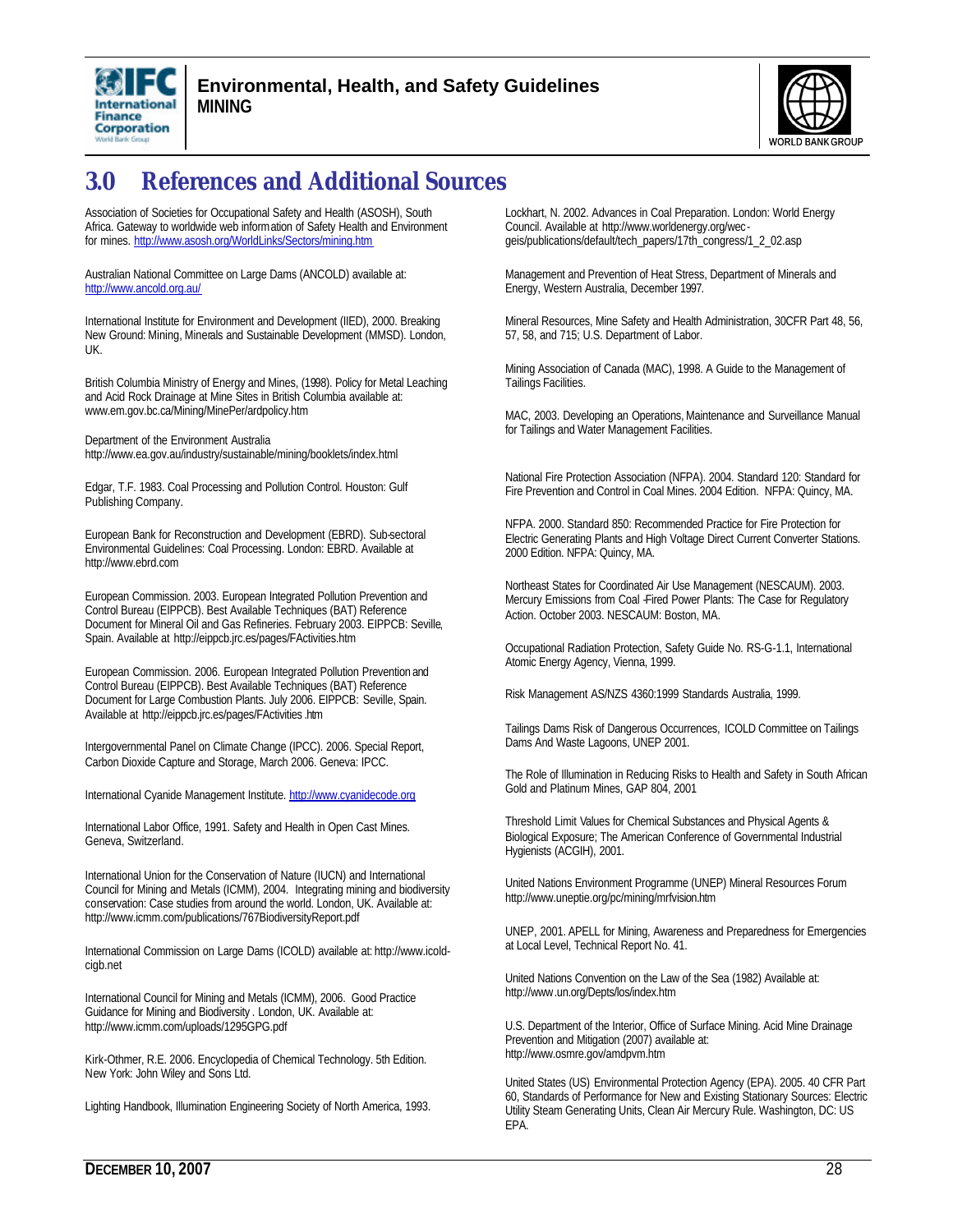# 3.0 References and Additional Sources

Association of Societies for Occupational Safety and Health (ASOSH), South Africa. Gateway to worldwide web information of Safety Health and Environment for mines. http://www.asosh.org/WorldLinks/Sectors/mining.htm

Australian National Committee on Large Dams (ANCOLD) available at: http://www.ancold.org.au/

International Institute for Environment and Development (IIED), 2000. Breaking New Ground: Mining, Minerals and Sustainable Development (MMSD). London, UK.

British Columbia Ministry of Energy and Mines, (1998). Policy for Metal Leaching and Acid Rock Drainage at Mine Sites in British Columbia available at: www.em.gov.bc.ca/Mining/MinePer/ardpolicy.htm

Department of the Environment Australia http://www.ea.gov.au/industry/sustainable/mining/booklets/index.html

Edgar, T.F. 1983. Coal Processing and Pollution Control. Houston: Gulf Publishing Company.

European Bank for Reconstruction and Development (EBRD). Sub-sectoral Environmental Guidelines: Coal Processing. London: EBRD. Available at http://www.ebrd.com

European Commission. 2003. European Integrated Pollution Prevention and Control Bureau (EIPPCB). Best Available Techniques (BAT) Reference Document for Mineral Oil and Gas Refineries. February 2003. EIPPCB: Seville, Spain. Available at http://eippcb.jrc.es/pages/FActivities.htm

European Commission. 2006. European Integrated Pollution Prevention and Control Bureau (EIPPCB). Best Available Techniques (BAT) Reference Document for Large Combustion Plants. July 2006. EIPPCB: Seville, Spain. Available at http://eippcb.jrc.es/pages/FActivities .htm

Intergovernmental Panel on Climate Change (IPCC). 2006. Special Report, Carbon Dioxide Capture and Storage, March 2006. Geneva: IPCC.

International Cyanide Management Institute. http://www.cyanidecode.org

International Labor Office, 1991. Safety and Health in Open Cast Mines. Geneva, Switzerland.

International Union for the Conservation of Nature (IUCN) and International Council for Mining and Metals (ICMM), 2004. Integrating mining and biodiversity conservation: Case studies from around the world. London, UK. Available at: http://www.icmm.com/publications/767BiodiversityReport.pdf

International Commission on Large Dams (ICOLD) available at: http://www.icold-cigb.net

International Council for Mining and Metals (ICMM), 2006. Good Practice Guidance for Mining and Biodiversity . London, UK. Available at: http://www.icmm.com/uploads/1295GPG.pdf

Kirk-Othmer, R.E. 2006. Encyclopedia of Chemical Technology. 5th Edition. New York: John Wiley and Sons Ltd.

Lighting Handbook, Illumination Engineering Society of North America, 1993.

Lockhart, N. 2002. Advances in Coal Preparation. London: World Energy Council. Available at http://www.worldenergy.org/wec-geis/publications/default/tech_papers/17th_congress/1_2_02.asp

Management and Prevention of Heat Stress, Department of Minerals and Energy, Western Australia, December 1997.

Mineral Resources, Mine Safety and Health Administration, 30CFR Part 48, 56, 57, 58, and 715; U.S. Department of Labor.

Mining Association of Canada (MAC), 1998. A Guide to the Management of Tailings Facilities.

MAC, 2003. Developing an Operations, Maintenance and Surveillance Manual for Tailings and Water Management Facilities.

National Fire Protection Association (NFPA). 2004. Standard 120: Standard for Fire Prevention and Control in Coal Mines. 2004 Edition. NFPA: Quincy, MA.

NFPA. 2000. Standard 850: Recommended Practice for Fire Protection for Electric Generating Plants and High Voltage Direct Current Converter Stations. 2000 Edition. NFPA: Quincy, MA.

Northeast States for Coordinated Air Use Management (NESCAUM). 2003. Mercury Emissions from Coal -Fired Power Plants: The Case for Regulatory Action. October 2003. NESCAUM: Boston, MA.

Occupational Radiation Protection, Safety Guide No. RS-G-1.1, International Atomic Energy Agency, Vienna, 1999.

Risk Management AS/NZS 4360:1999 Standards Australia, 1999.

Tailings Dams Risk of Dangerous Occurrences, ICOLD Committee on Tailings Dams And Waste Lagoons, UNEP 2001.

The Role of Illumination in Reducing Risks to Health and Safety in South African Gold and Platinum Mines, GAP 804, 2001

Threshold Limit Values for Chemical Substances and Physical Agents & Biological Exposure; The American Conference of Governmental Industrial Hygienists (ACGIH), 2001.

United Nations Environment Programme (UNEP) Mineral Resources Forum http://www.uneptie.org/pc/mining/mrfvision.htm

UNEP, 2001. APELL for Mining, Awareness and Preparedness for Emergencies at Local Level, Technical Report No. 41.

United Nations Convention on the Law of the Sea (1982) Available at: http://www .un.org/Depts/los/index.htm

U.S. Department of the Interior, Office of Surface Mining. Acid Mine Drainage Prevention and Mitigation (2007) available at: http://www.osmre.gov/amdpvm.htm

United States (US) Environmental Protection Agency (EPA). 2005. 40 CFR Part 60, Standards of Performance for New and Existing Stationary Sources: Electric Utility Steam Generating Units, Clean Air Mercury Rule. Washington, DC: US EPA.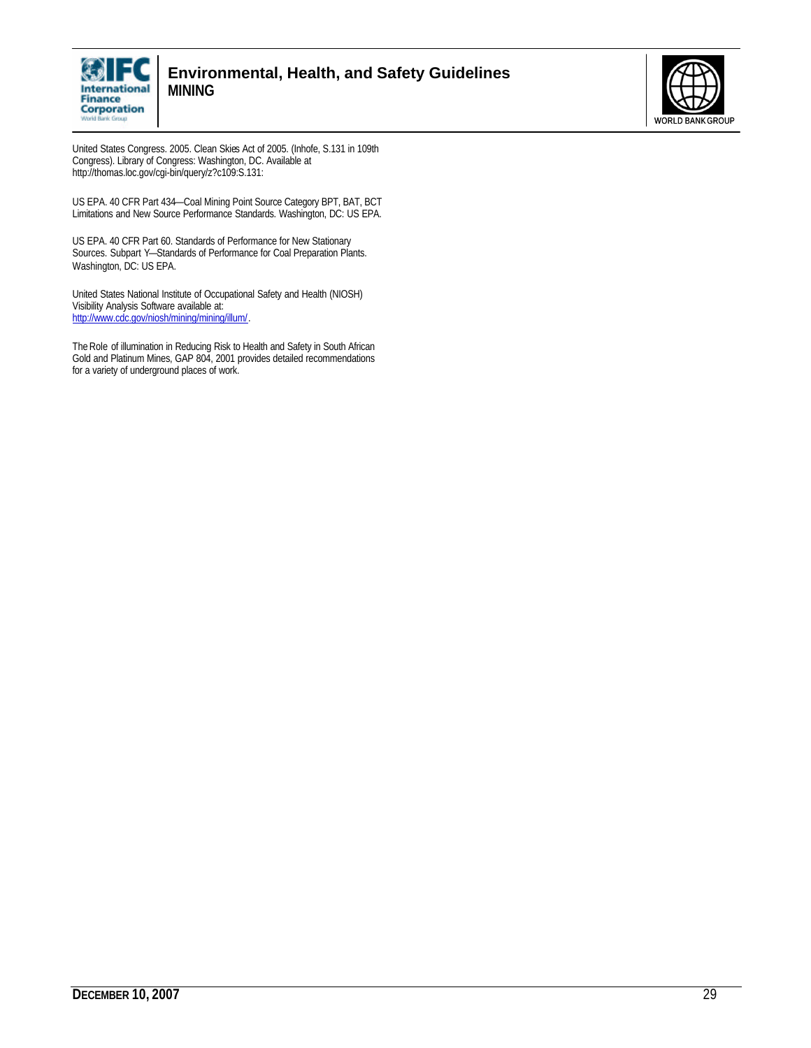United States Congress. 2005. Clean Skies Act of 2005. (Inhofe, S.131 in 109th Congress). Library of Congress: Washington, DC. Available at http://thomas.loc.gov/cgi-bin/query/z?c109:S.131:

US EPA. 40 CFR Part 434—Coal Mining Point Source Category BPT, BAT, BCT Limitations and New Source Performance Standards. Washington, DC: US EPA.

US EPA. 40 CFR Part 60. Standards of Performance for New Stationary Sources. Subpart Y—Standards of Performance for Coal Preparation Plants. Washington, DC: US EPA.

United States National Institute of Occupational Safety and Health (NIOSH) Visibility Analysis Software available at: http://www.cdc.gov/niosh/mining/mining/illum/.

The Role of illumination in Reducing Risk to Health and Safety in South African Gold and Platinum Mines, GAP 804, 2001 provides detailed recommendations for a variety of underground places of work.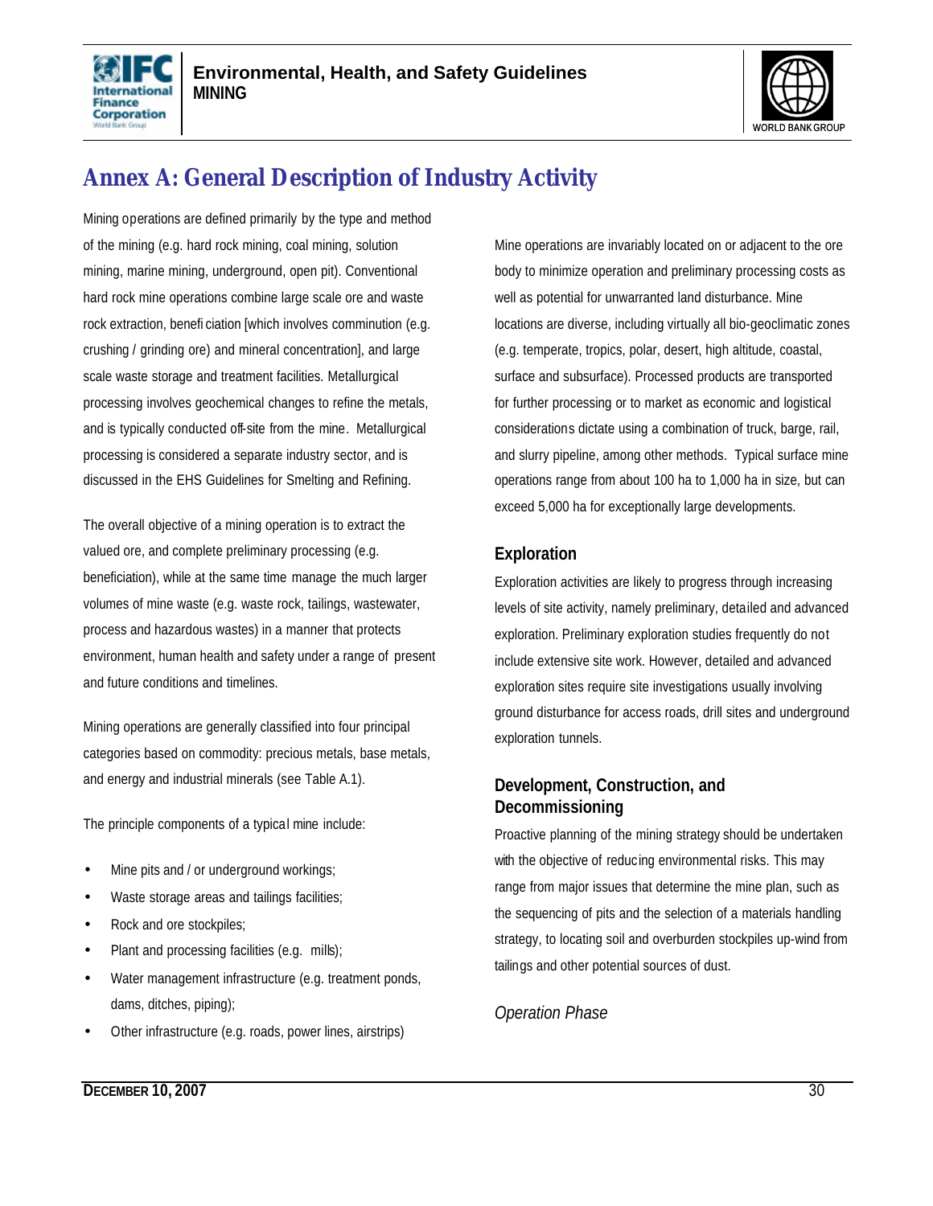# Annex A: General Description of Industry Activity

Mining operations are defined primarily by the type and method of the mining (e.g. hard rock mining, coal mining, solution mining, marine mining, underground, open pit). Conventional hard rock mine operations combine large scale ore and waste rock extraction, beneficiation [which involves comminution (e.g. crushing / grinding ore) and mineral concentration], and large scale waste storage and treatment facilities. Metallurgical processing involves geochemical changes to refine the metals, and is typically conducted off-site from the mine. Metallurgical processing is considered a separate industry sector, and is discussed in the EHS Guidelines for Smelting and Refining.

The overall objective of a mining operation is to extract the valued ore, and complete preliminary processing (e.g. beneficiation), while at the same time manage the much larger volumes of mine waste (e.g. waste rock, tailings, wastewater, process and hazardous wastes) in a manner that protects environment, human health and safety under a range of present and future conditions and timelines.

Mining operations are generally classified into four principal categories based on commodity: precious metals, base metals, and energy and industrial minerals (see Table A.1).

The principle components of a typical mine include:

- Mine pits and / or underground workings;
- Waste storage areas and tailings facilities;
- Rock and ore stockpiles;
- Plant and processing facilities (e.g. mills);
- Water management infrastructure (e.g. treatment ponds, dams, ditches, piping);
- Other infrastructure (e.g. roads, power lines, airstrips)

Mine operations are invariably located on or adjacent to the ore body to minimize operation and preliminary processing costs as well as potential for unwarranted land disturbance. Mine locations are diverse, including virtually all bio-geoclimatic zones (e.g. temperate, tropics, polar, desert, high altitude, coastal, surface and subsurface). Processed products are transported for further processing or to market as economic and logistical considerations dictate using a combination of truck, barge, rail, and slurry pipeline, among other methods. Typical surface mine operations range from about 100 ha to 1,000 ha in size, but can exceed 5,000 ha for exceptionally large developments.

## Exploration

Exploration activities are likely to progress through increasing levels of site activity, namely preliminary, detailed and advanced exploration. Preliminary exploration studies frequently do not include extensive site work. However, detailed and advanced exploration sites require site investigations usually involving ground disturbance for access roads, drill sites and underground exploration tunnels.

## Development, Construction, and Decommissioning

Proactive planning of the mining strategy should be undertaken with the objective of reducing environmental risks. This may range from major issues that determine the mine plan, such as the sequencing of pits and the selection of a materials handling strategy, to locating soil and overburden stockpiles up-wind from tailings and other potential sources of dust.

### *Operation Phase*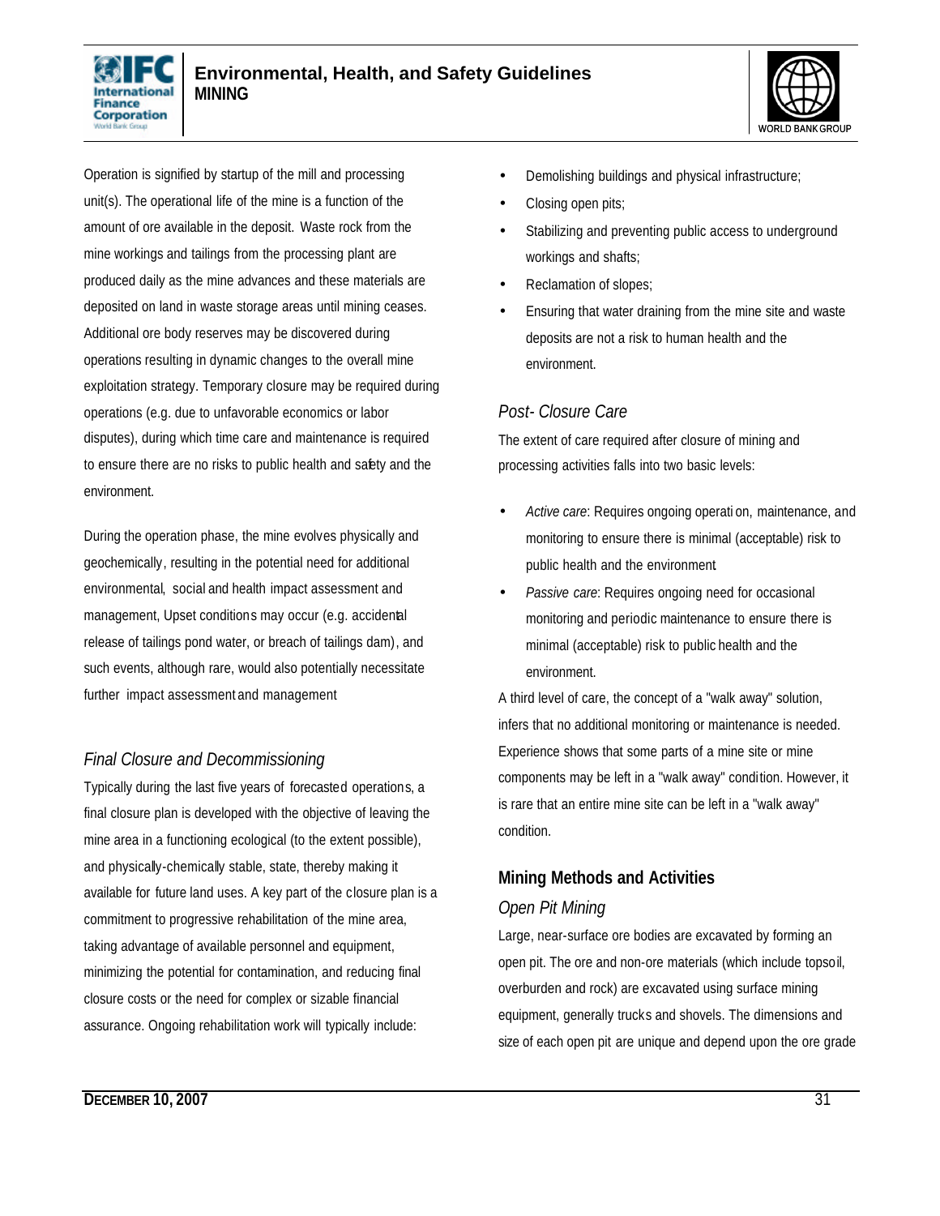Operation is signified by startup of the mill and processing unit(s). The operational life of the mine is a function of the amount of ore available in the deposit. Waste rock from the mine workings and tailings from the processing plant are produced daily as the mine advances and these materials are deposited on land in waste storage areas until mining ceases. Additional ore body reserves may be discovered during operations resulting in dynamic changes to the overall mine exploitation strategy. Temporary closure may be required during operations (e.g. due to unfavorable economics or labor disputes), during which time care and maintenance is required to ensure there are no risks to public health and safety and the environment.

During the operation phase, the mine evolves physically and geochemically, resulting in the potential need for additional environmental, social and health impact assessment and management, Upset conditions may occur (e.g. accidental release of tailings pond water, or breach of tailings dam), and such events, although rare, would also potentially necessitate further impact assessment and management

### *Final Closure and Decommissioning*

Typically during the last five years of forecasted operations, a final closure plan is developed with the objective of leaving the mine area in a functioning ecological (to the extent possible), and physically-chemically stable, state, thereby making it available for future land uses. A key part of the closure plan is a commitment to progressive rehabilitation of the mine area, taking advantage of available personnel and equipment, minimizing the potential for contamination, and reducing final closure costs or the need for complex or sizable financial assurance. Ongoing rehabilitation work will typically include:

- Demolishing buildings and physical infrastructure;
- Closing open pits;
- Stabilizing and preventing public access to underground workings and shafts;
- Reclamation of slopes;
- Ensuring that water draining from the mine site and waste deposits are not a risk to human health and the environment.

### *Post- Closure Care*

The extent of care required after closure of mining and processing activities falls into two basic levels:

- *Active care*: Requires ongoing operation, maintenance, and monitoring to ensure there is minimal (acceptable) risk to public health and the environment
- *Passive care*: Requires ongoing need for occasional monitoring and periodic maintenance to ensure there is minimal (acceptable) risk to public health and the environment.

A third level of care, the concept of a "walk away" solution, infers that no additional monitoring or maintenance is needed. Experience shows that some parts of a mine site or mine components may be left in a "walk away" condition. However, it is rare that an entire mine site can be left in a "walk away" condition.

## Mining Methods and Activities

### *Open Pit Mining*

Large, near-surface ore bodies are excavated by forming an open pit. The ore and non-ore materials (which include topsoil, overburden and rock) are excavated using surface mining equipment, generally trucks and shovels. The dimensions and size of each open pit are unique and depend upon the ore grade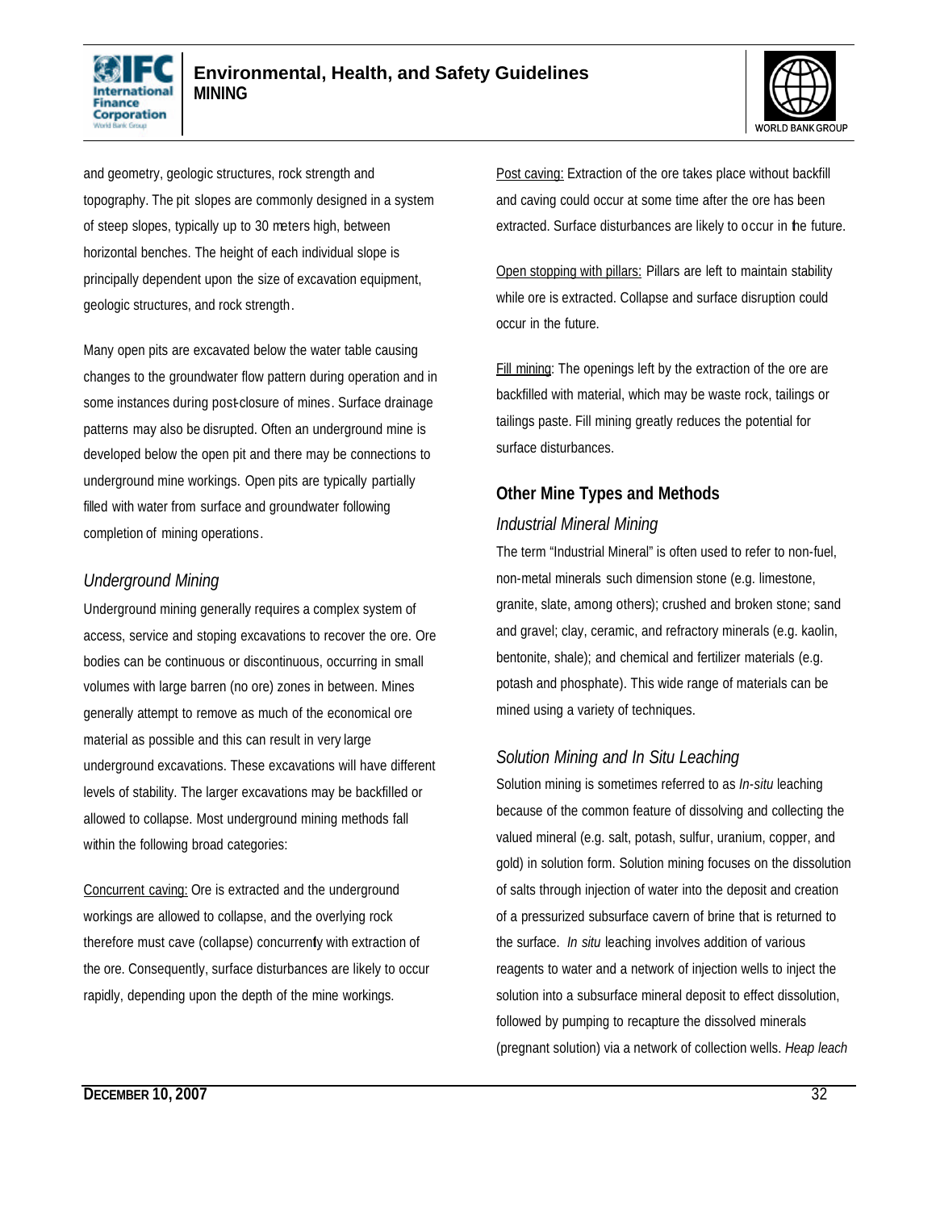and geometry, geologic structures, rock strength and topography. The pit slopes are commonly designed in a system of steep slopes, typically up to 30 meters high, between horizontal benches. The height of each individual slope is principally dependent upon the size of excavation equipment, geologic structures, and rock strength.

Many open pits are excavated below the water table causing changes to the groundwater flow pattern during operation and in some instances during post-closure of mines. Surface drainage patterns may also be disrupted. Often an underground mine is developed below the open pit and there may be connections to underground mine workings. Open pits are typically partially filled with water from surface and groundwater following completion of mining operations.

### *Underground Mining*

Underground mining generally requires a complex system of access, service and stoping excavations to recover the ore. Ore bodies can be continuous or discontinuous, occurring in small volumes with large barren (no ore) zones in between. Mines generally attempt to remove as much of the economical ore material as possible and this can result in very large underground excavations. These excavations will have different levels of stability. The larger excavations may be backfilled or allowed to collapse. Most underground mining methods fall within the following broad categories:

<u>Concurrent caving:</u> Ore is extracted and the underground workings are allowed to collapse, and the overlying rock therefore must cave (collapse) concurrently with extraction of the ore. Consequently, surface disturbances are likely to occur rapidly, depending upon the depth of the mine workings.

<u>Post caving:</u> Extraction of the ore takes place without backfill and caving could occur at some time after the ore has been extracted. Surface disturbances are likely to occur in the future.

<u>Open stopping with pillars:</u> Pillars are left to maintain stability while ore is extracted. Collapse and surface disruption could occur in the future.

<u>Fill mining</u>: The openings left by the extraction of the ore are backfilled with material, which may be waste rock, tailings or tailings paste. Fill mining greatly reduces the potential for surface disturbances.

## Other Mine Types and Methods

### *Industrial Mineral Mining*

The term "Industrial Mineral" is often used to refer to non-fuel, non-metal minerals such dimension stone (e.g. limestone, granite, slate, among others); crushed and broken stone; sand and gravel; clay, ceramic, and refractory minerals (e.g. kaolin, bentonite, shale); and chemical and fertilizer materials (e.g. potash and phosphate). This wide range of materials can be mined using a variety of techniques.

### *Solution Mining and In Situ Leaching*

Solution mining is sometimes referred to as *In-situ* leaching because of the common feature of dissolving and collecting the valued mineral (e.g. salt, potash, sulfur, uranium, copper, and gold) in solution form. Solution mining focuses on the dissolution of salts through injection of water into the deposit and creation of a pressurized subsurface cavern of brine that is returned to the surface. *In situ* leaching involves addition of various reagents to water and a network of injection wells to inject the solution into a subsurface mineral deposit to effect dissolution, followed by pumping to recapture the dissolved minerals (pregnant solution) via a network of collection wells. *Heap leach*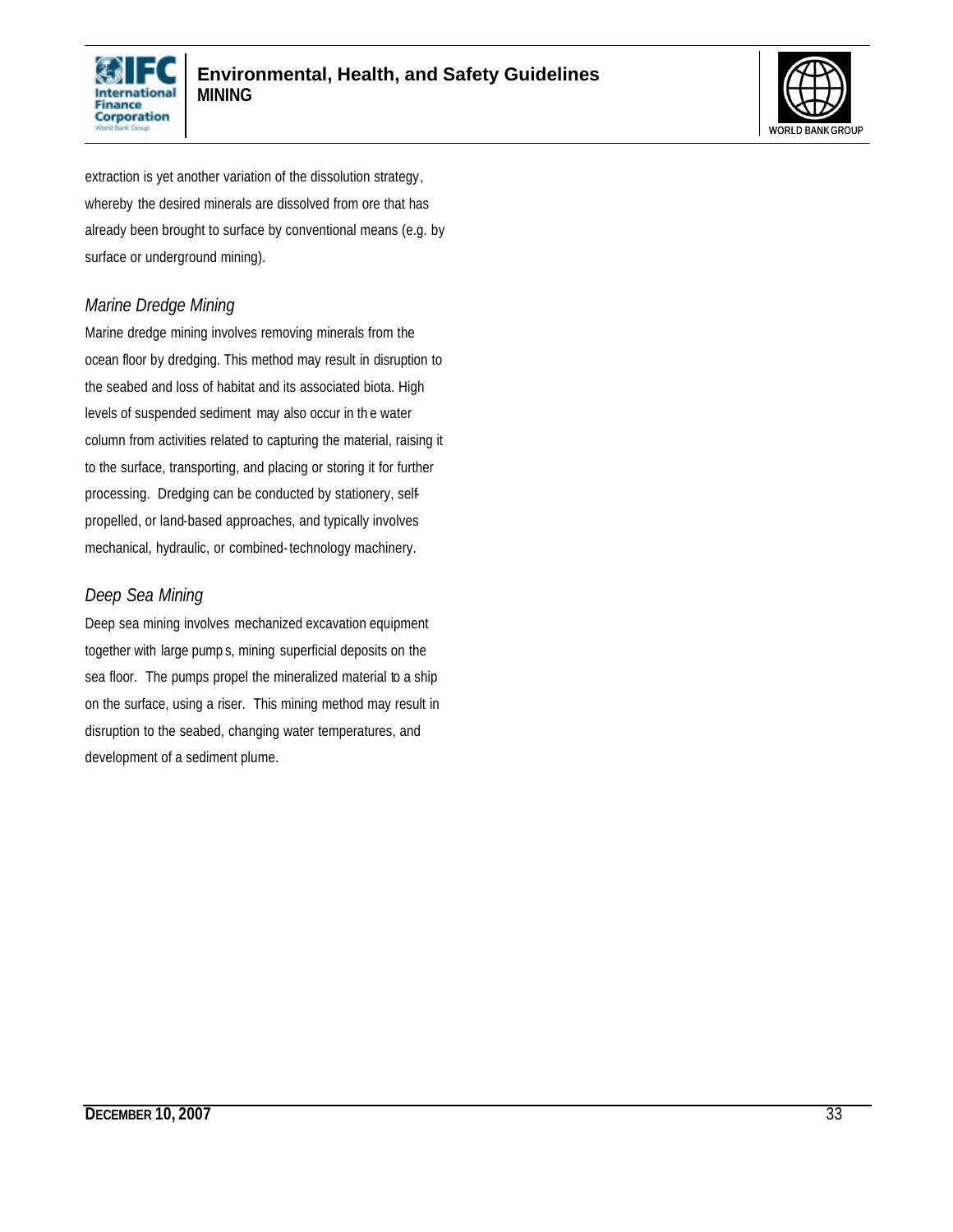extraction is yet another variation of the dissolution strategy, whereby the desired minerals are dissolved from ore that has already been brought to surface by conventional means (e.g. by surface or underground mining).

### *Marine Dredge Mining*

Marine dredge mining involves removing minerals from the ocean floor by dredging. This method may result in disruption to the seabed and loss of habitat and its associated biota. High levels of suspended sediment may also occur in the water column from activities related to capturing the material, raising it to the surface, transporting, and placing or storing it for further processing. Dredging can be conducted by stationery, self-propelled, or land-based approaches, and typically involves mechanical, hydraulic, or combined-technology machinery.

### *Deep Sea Mining*

Deep sea mining involves mechanized excavation equipment together with large pumps, mining superficial deposits on the sea floor. The pumps propel the mineralized material to a ship on the surface, using a riser. This mining method may result in disruption to the seabed, changing water temperatures, and development of a sediment plume.